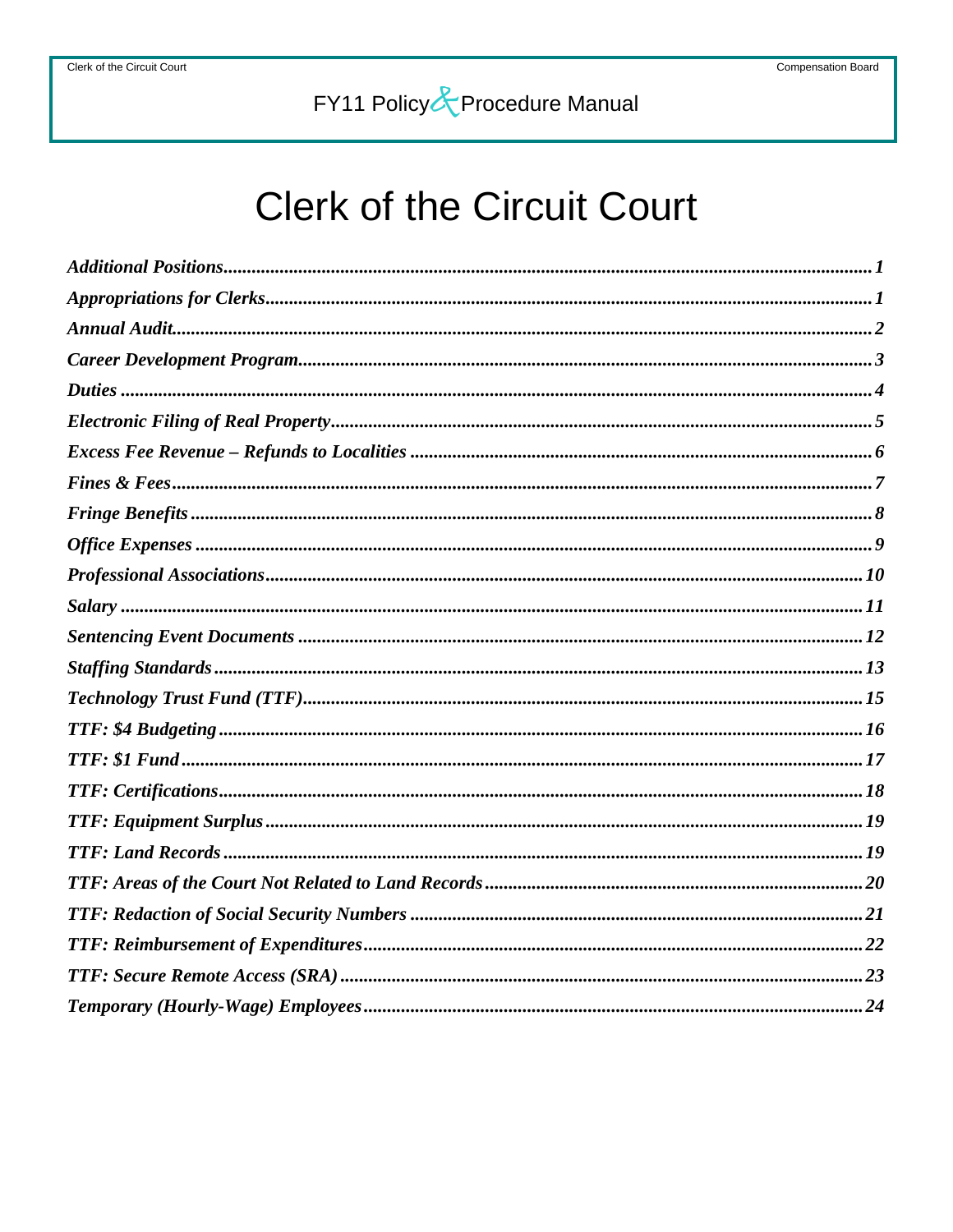# Clerk of the Circuit Court

*Additional Positions* .......... 1
*Appropriations for Clerks* .......... 1
*Annual Audit* .......... 2
*Career Development Program* .......... 3
*Duties* .......... 4
*Electronic Filing of Real Property* .......... 5
*Excess Fee Revenue – Refunds to Localities* .......... 6
*Fines & Fees* .......... 7
*Fringe Benefits* .......... 8
*Office Expenses* .......... 9
*Professional Associations* .......... 10
*Salary* .......... 11
*Sentencing Event Documents* .......... 12
*Staffing Standards* .......... 13
*Technology Trust Fund (TTF)* .......... 15
*TTF: $4 Budgeting* .......... 16
*TTF: $1 Fund* .......... 17
*TTF: Certifications* .......... 18
*TTF: Equipment Surplus* .......... 19
*TTF: Land Records* .......... 19
*TTF: Areas of the Court Not Related to Land Records* .......... 20
*TTF: Redaction of Social Security Numbers* .......... 21
*TTF: Reimbursement of Expenditures* .......... 22
*TTF: Secure Remote Access (SRA)* .......... 23
*Temporary (Hourly-Wage) Employees* .......... 24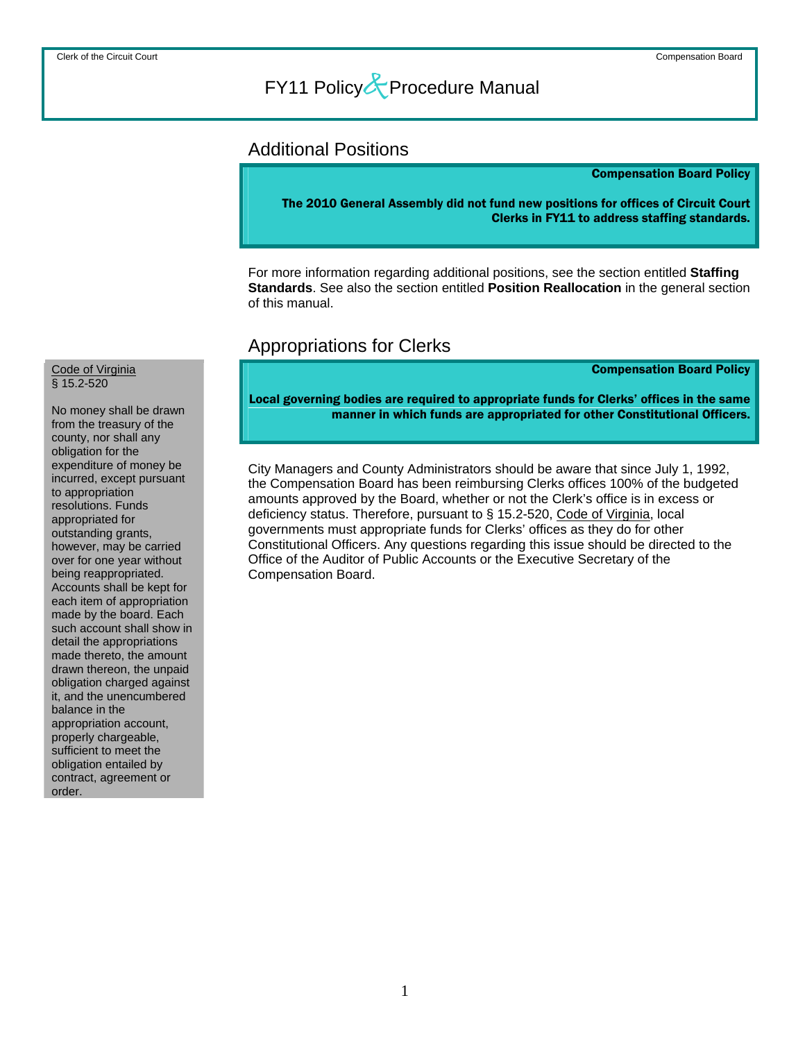## Additional Positions

**Compensation Board Policy**

**The 2010 General Assembly did not fund new positions for offices of Circuit Court Clerks in FY11 to address staffing standards.**

For more information regarding additional positions, see the section entitled **Staffing Standards**. See also the section entitled **Position Reallocation** in the general section of this manual.

## Appropriations for Clerks

**Compensation Board Policy**

**Local governing bodies are required to appropriate funds for Clerks' offices in the same manner in which funds are appropriated for other Constitutional Officers.**

City Managers and County Administrators should be aware that since July 1, 1992, the Compensation Board has been reimbursing Clerks offices 100% of the budgeted amounts approved by the Board, whether or not the Clerk's office is in excess or deficiency status. Therefore, pursuant to § 15.2-520, Code of Virginia, local governments must appropriate funds for Clerks' offices as they do for other Constitutional Officers. Any questions regarding this issue should be directed to the Office of the Auditor of Public Accounts or the Executive Secretary of the Compensation Board.

> Code of Virginia
> § 15.2-520
>
> No money shall be drawn from the treasury of the county, nor shall any obligation for the expenditure of money be incurred, except pursuant to appropriation resolutions. Funds appropriated for outstanding grants, however, may be carried over for one year without being reappropriated. Accounts shall be kept for each item of appropriation made by the board. Each such account shall show in detail the appropriations made thereto, the amount drawn thereon, the unpaid obligation charged against it, and the unencumbered balance in the appropriation account, properly chargeable, sufficient to meet the obligation entailed by contract, agreement or order.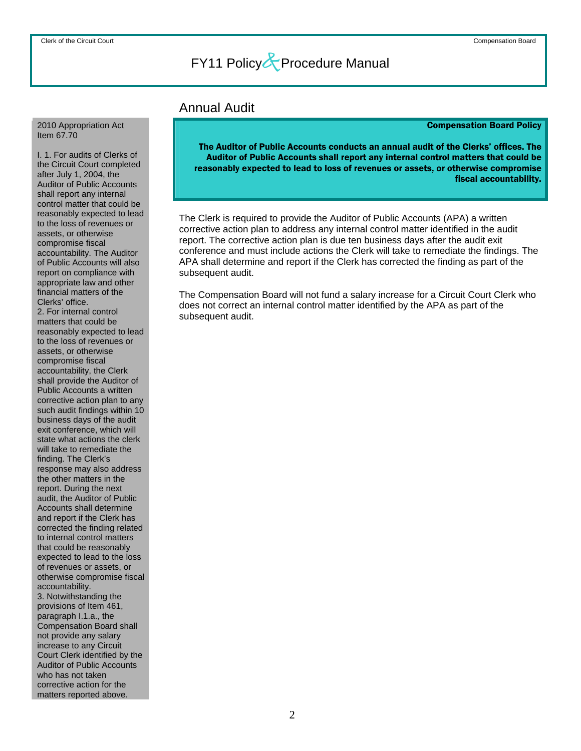## Annual Audit

**Compensation Board Policy**

**The Auditor of Public Accounts conducts an annual audit of the Clerks' offices. The Auditor of Public Accounts shall report any internal control matters that could be reasonably expected to lead to loss of revenues or assets, or otherwise compromise fiscal accountability.**

The Clerk is required to provide the Auditor of Public Accounts (APA) a written corrective action plan to address any internal control matter identified in the audit report. The corrective action plan is due ten business days after the audit exit conference and must include actions the Clerk will take to remediate the findings. The APA shall determine and report if the Clerk has corrected the finding as part of the subsequent audit.

The Compensation Board will not fund a salary increase for a Circuit Court Clerk who does not correct an internal control matter identified by the APA as part of the subsequent audit.

2010 Appropriation Act Item 67.70

I. 1. For audits of Clerks of the Circuit Court completed after July 1, 2004, the Auditor of Public Accounts shall report any internal control matter that could be reasonably expected to lead to the loss of revenues or assets, or otherwise compromise fiscal accountability. The Auditor of Public Accounts will also report on compliance with appropriate law and other financial matters of the Clerks' office.
2. For internal control matters that could be reasonably expected to lead to the loss of revenues or assets, or otherwise compromise fiscal accountability, the Clerk shall provide the Auditor of Public Accounts a written corrective action plan to any such audit findings within 10 business days of the audit exit conference, which will state what actions the clerk will take to remediate the finding. The Clerk's response may also address the other matters in the report. During the next audit, the Auditor of Public Accounts shall determine and report if the Clerk has corrected the finding related to internal control matters that could be reasonably expected to lead to the loss of revenues or assets, or otherwise compromise fiscal accountability.
3. Notwithstanding the provisions of Item 461, paragraph I.1.a., the Compensation Board shall not provide any salary increase to any Circuit Court Clerk identified by the Auditor of Public Accounts who has not taken corrective action for the matters reported above.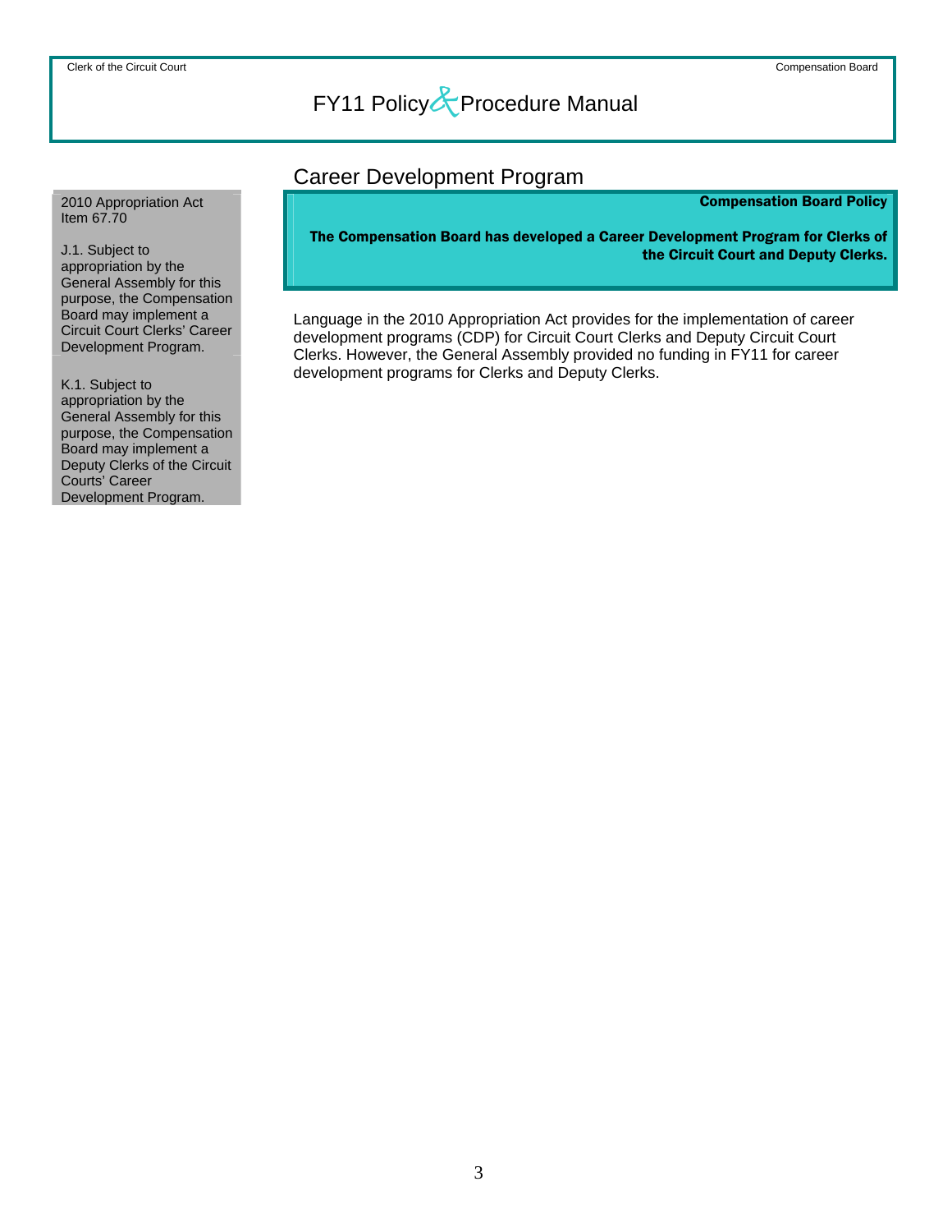## Career Development Program

2010 Appropriation Act Item 67.70

J.1. Subject to appropriation by the General Assembly for this purpose, the Compensation Board may implement a Circuit Court Clerks' Career Development Program.

K.1. Subject to appropriation by the General Assembly for this purpose, the Compensation Board may implement a Deputy Clerks of the Circuit Courts' Career Development Program.

**Compensation Board Policy**

**The Compensation Board has developed a Career Development Program for Clerks of the Circuit Court and Deputy Clerks.**

Language in the 2010 Appropriation Act provides for the implementation of career development programs (CDP) for Circuit Court Clerks and Deputy Circuit Court Clerks. However, the General Assembly provided no funding in FY11 for career development programs for Clerks and Deputy Clerks.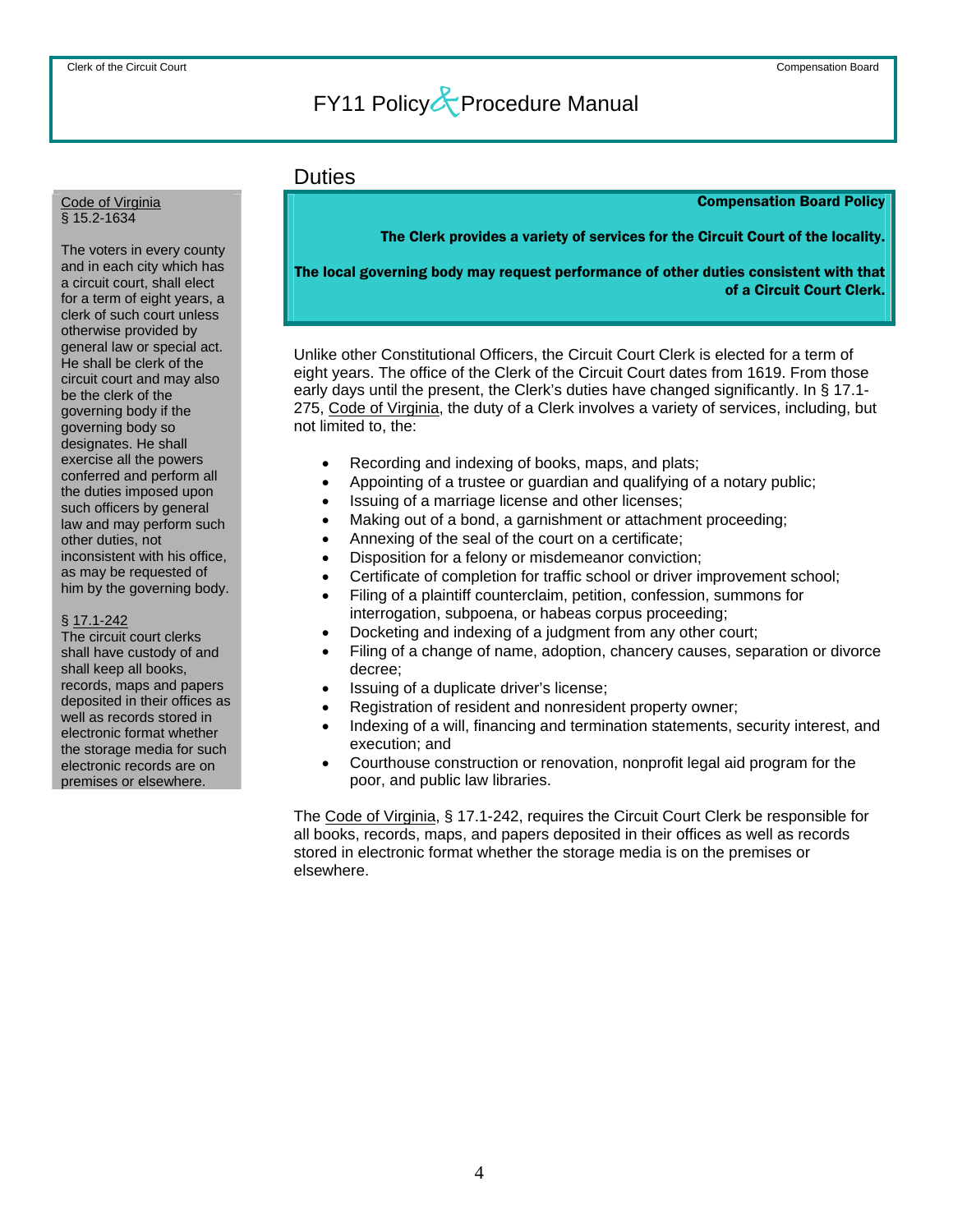## Duties

**Compensation Board Policy**

**The Clerk provides a variety of services for the Circuit Court of the locality.**

**The local governing body may request performance of other duties consistent with that of a Circuit Court Clerk.**

Unlike other Constitutional Officers, the Circuit Court Clerk is elected for a term of eight years. The office of the Clerk of the Circuit Court dates from 1619. From those early days until the present, the Clerk's duties have changed significantly. In § 17.1-275, Code of Virginia, the duty of a Clerk involves a variety of services, including, but not limited to, the:

- Recording and indexing of books, maps, and plats;
- Appointing of a trustee or guardian and qualifying of a notary public;
- Issuing of a marriage license and other licenses;
- Making out of a bond, a garnishment or attachment proceeding;
- Annexing of the seal of the court on a certificate;
- Disposition for a felony or misdemeanor conviction;
- Certificate of completion for traffic school or driver improvement school;
- Filing of a plaintiff counterclaim, petition, confession, summons for interrogation, subpoena, or habeas corpus proceeding;
- Docketing and indexing of a judgment from any other court;
- Filing of a change of name, adoption, chancery causes, separation or divorce decree;
- Issuing of a duplicate driver's license;
- Registration of resident and nonresident property owner;
- Indexing of a will, financing and termination statements, security interest, and execution; and
- Courthouse construction or renovation, nonprofit legal aid program for the poor, and public law libraries.

The Code of Virginia, § 17.1-242, requires the Circuit Court Clerk be responsible for all books, records, maps, and papers deposited in their offices as well as records stored in electronic format whether the storage media is on the premises or elsewhere.

Code of Virginia
§ 15.2-1634

The voters in every county and in each city which has a circuit court, shall elect for a term of eight years, a clerk of such court unless otherwise provided by general law or special act. He shall be clerk of the circuit court and may also be the clerk of the governing body if the governing body so designates. He shall exercise all the powers conferred and perform all the duties imposed upon such officers by general law and may perform such other duties, not inconsistent with his office, as may be requested of him by the governing body.

§ 17.1-242
The circuit court clerks shall have custody of and shall keep all books, records, maps and papers deposited in their offices as well as records stored in electronic format whether the storage media for such electronic records are on premises or elsewhere.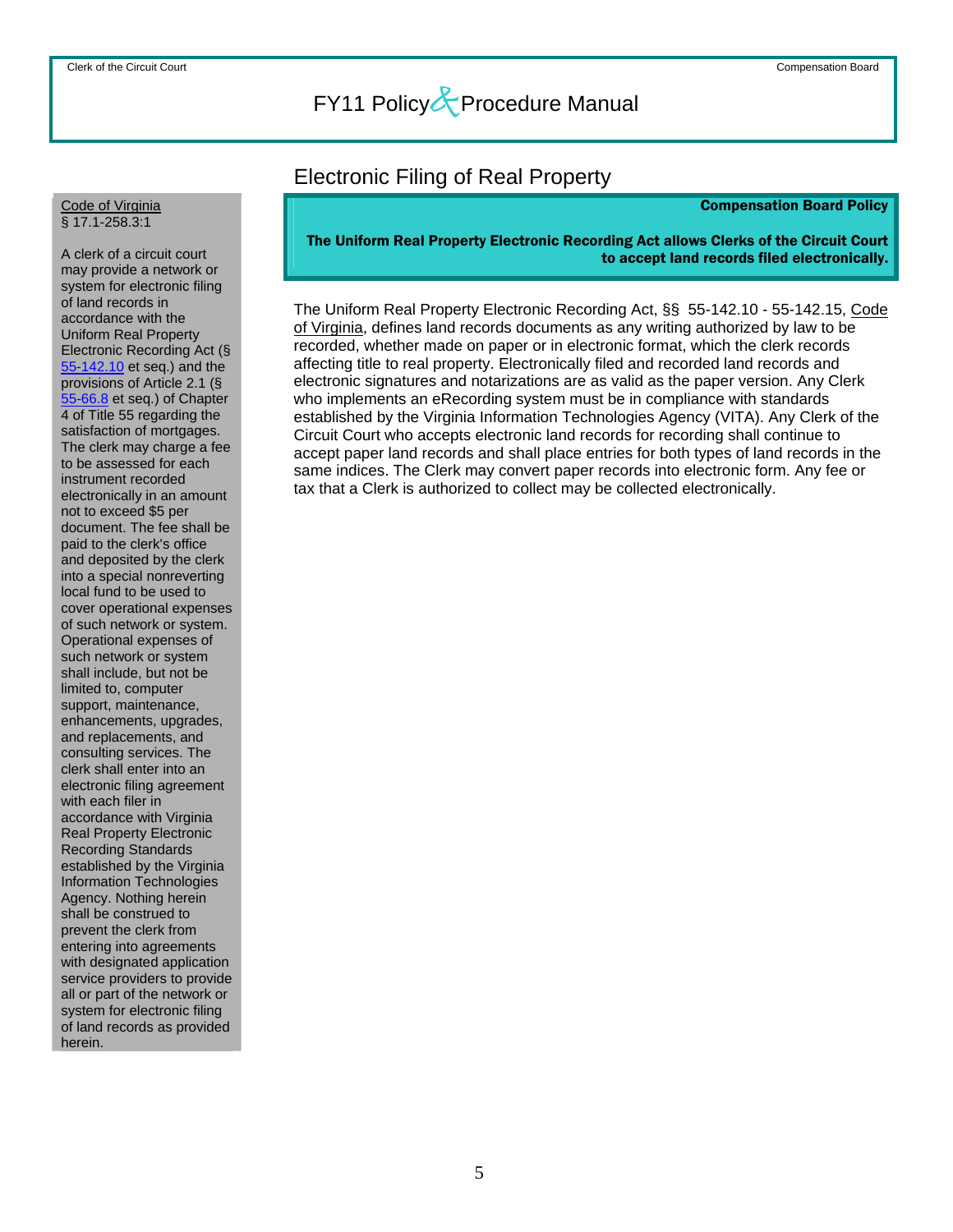## Electronic Filing of Real Property

**Compensation Board Policy**

**The Uniform Real Property Electronic Recording Act allows Clerks of the Circuit Court to accept land records filed electronically.**

The Uniform Real Property Electronic Recording Act, §§ 55-142.10 - 55-142.15, Code of Virginia, defines land records documents as any writing authorized by law to be recorded, whether made on paper or in electronic format, which the clerk records affecting title to real property. Electronically filed and recorded land records and electronic signatures and notarizations are as valid as the paper version. Any Clerk who implements an eRecording system must be in compliance with standards established by the Virginia Information Technologies Agency (VITA). Any Clerk of the Circuit Court who accepts electronic land records for recording shall continue to accept paper land records and shall place entries for both types of land records in the same indices. The Clerk may convert paper records into electronic form. Any fee or tax that a Clerk is authorized to collect may be collected electronically.

Code of Virginia
§ 17.1-258.3:1

A clerk of a circuit court may provide a network or system for electronic filing of land records in accordance with the Uniform Real Property Electronic Recording Act (§ 55-142.10 et seq.) and the provisions of Article 2.1 (§ 55-66.8 et seq.) of Chapter 4 of Title 55 regarding the satisfaction of mortgages. The clerk may charge a fee to be assessed for each instrument recorded electronically in an amount not to exceed $5 per document. The fee shall be paid to the clerk's office and deposited by the clerk into a special nonreverting local fund to be used to cover operational expenses of such network or system. Operational expenses of such network or system shall include, but not be limited to, computer support, maintenance, enhancements, upgrades, and replacements, and consulting services. The clerk shall enter into an electronic filing agreement with each filer in accordance with Virginia Real Property Electronic Recording Standards established by the Virginia Information Technologies Agency. Nothing herein shall be construed to prevent the clerk from entering into agreements with designated application service providers to provide all or part of the network or system for electronic filing of land records as provided herein.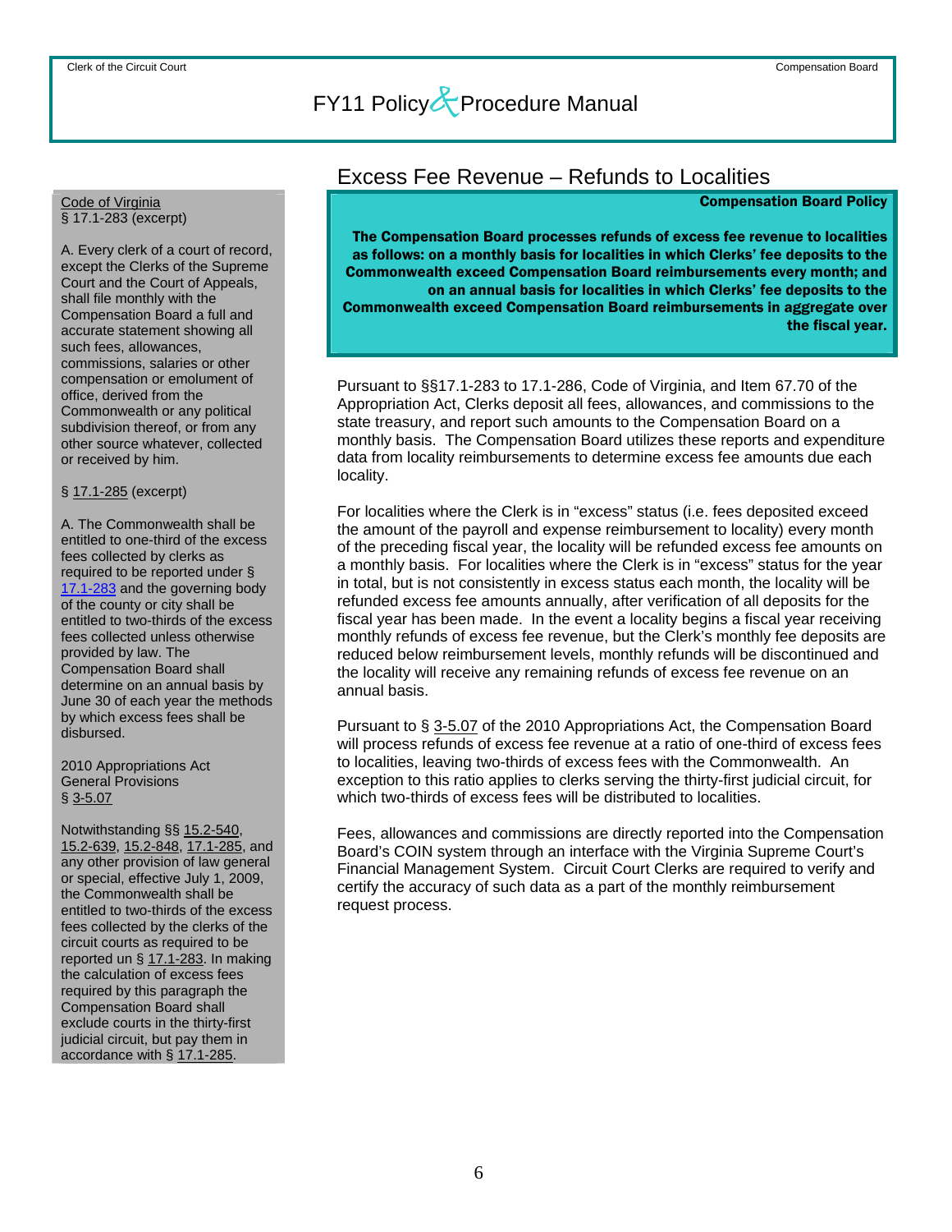# Excess Fee Revenue – Refunds to Localities

**Compensation Board Policy**

**The Compensation Board processes refunds of excess fee revenue to localities as follows: on a monthly basis for localities in which Clerks' fee deposits to the Commonwealth exceed Compensation Board reimbursements every month; and on an annual basis for localities in which Clerks' fee deposits to the Commonwealth exceed Compensation Board reimbursements in aggregate over the fiscal year.**

Pursuant to §§17.1-283 to 17.1-286, Code of Virginia, and Item 67.70 of the Appropriation Act, Clerks deposit all fees, allowances, and commissions to the state treasury, and report such amounts to the Compensation Board on a monthly basis. The Compensation Board utilizes these reports and expenditure data from locality reimbursements to determine excess fee amounts due each locality.

For localities where the Clerk is in "excess" status (i.e. fees deposited exceed the amount of the payroll and expense reimbursement to locality) every month of the preceding fiscal year, the locality will be refunded excess fee amounts on a monthly basis. For localities where the Clerk is in "excess" status for the year in total, but is not consistently in excess status each month, the locality will be refunded excess fee amounts annually, after verification of all deposits for the fiscal year has been made. In the event a locality begins a fiscal year receiving monthly refunds of excess fee revenue, but the Clerk's monthly fee deposits are reduced below reimbursement levels, monthly refunds will be discontinued and the locality will receive any remaining refunds of excess fee revenue on an annual basis.

Pursuant to § 3-5.07 of the 2010 Appropriations Act, the Compensation Board will process refunds of excess fee revenue at a ratio of one-third of excess fees to localities, leaving two-thirds of excess fees with the Commonwealth. An exception to this ratio applies to clerks serving the thirty-first judicial circuit, for which two-thirds of excess fees will be distributed to localities.

Fees, allowances and commissions are directly reported into the Compensation Board's COIN system through an interface with the Virginia Supreme Court's Financial Management System. Circuit Court Clerks are required to verify and certify the accuracy of such data as a part of the monthly reimbursement request process.

Code of Virginia
§ 17.1-283 (excerpt)

A. Every clerk of a court of record, except the Clerks of the Supreme Court and the Court of Appeals, shall file monthly with the Compensation Board a full and accurate statement showing all such fees, allowances, commissions, salaries or other compensation or emolument of office, derived from the Commonwealth or any political subdivision thereof, or from any other source whatever, collected or received by him.

§ 17.1-285 (excerpt)

A. The Commonwealth shall be entitled to one-third of the excess fees collected by clerks as required to be reported under § 17.1-283 and the governing body of the county or city shall be entitled to two-thirds of the excess fees collected unless otherwise provided by law. The Compensation Board shall determine on an annual basis by June 30 of each year the methods by which excess fees shall be disbursed.

2010 Appropriations Act
General Provisions
§ 3-5.07

Notwithstanding §§ 15.2-540, 15.2-639, 15.2-848, 17.1-285, and any other provision of law general or special, effective July 1, 2009, the Commonwealth shall be entitled to two-thirds of the excess fees collected by the clerks of the circuit courts as required to be reported un § 17.1-283. In making the calculation of excess fees required by this paragraph the Compensation Board shall exclude courts in the thirty-first judicial circuit, but pay them in accordance with § 17.1-285.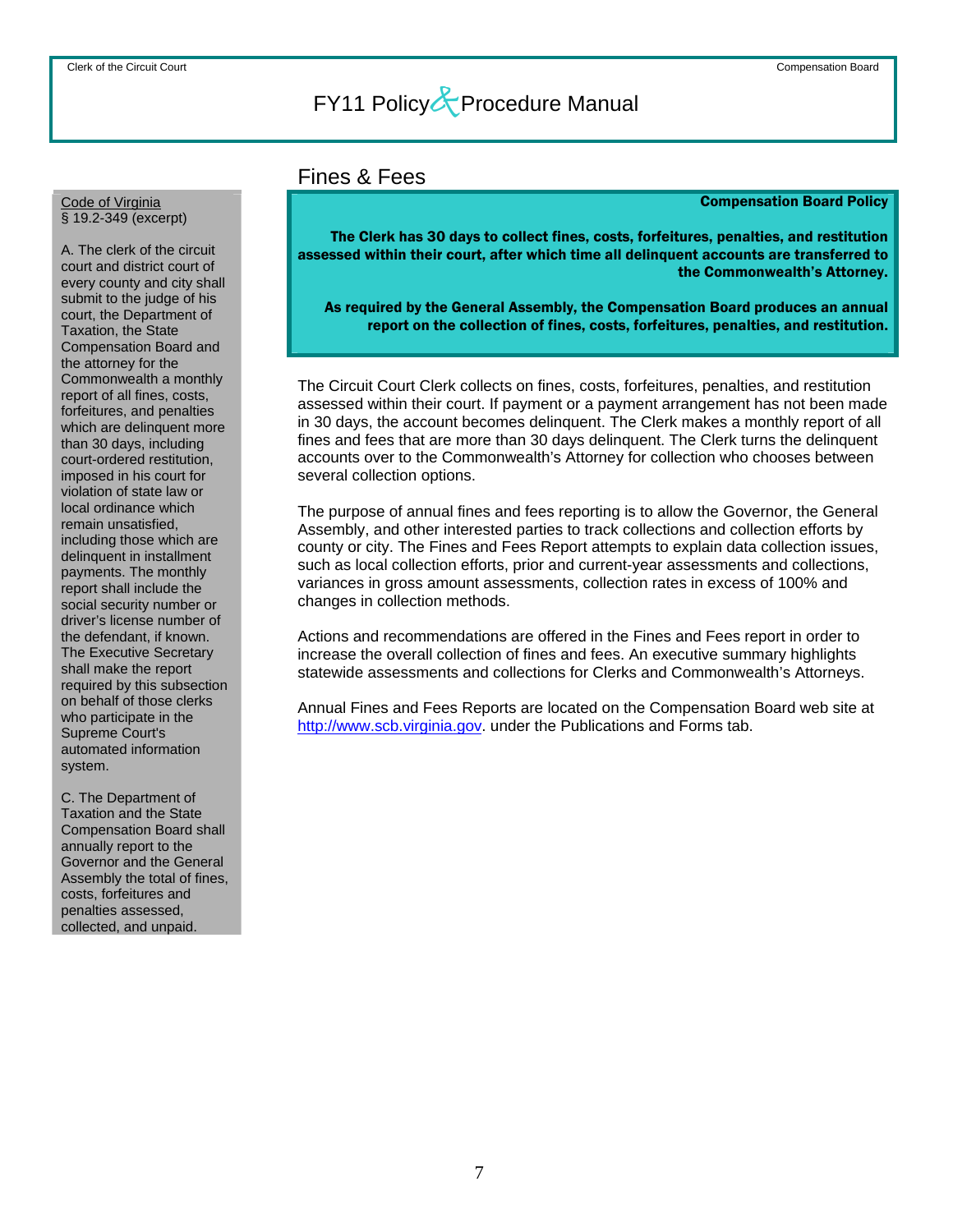## Fines & Fees

Code of Virginia
§ 19.2-349 (excerpt)

A. The clerk of the circuit court and district court of every county and city shall submit to the judge of his court, the Department of Taxation, the State Compensation Board and the attorney for the Commonwealth a monthly report of all fines, costs, forfeitures, and penalties which are delinquent more than 30 days, including court-ordered restitution, imposed in his court for violation of state law or local ordinance which remain unsatisfied, including those which are delinquent in installment payments. The monthly report shall include the social security number or driver's license number of the defendant, if known. The Executive Secretary shall make the report required by this subsection on behalf of those clerks who participate in the Supreme Court's automated information system.

C. The Department of Taxation and the State Compensation Board shall annually report to the Governor and the General Assembly the total of fines, costs, forfeitures and penalties assessed, collected, and unpaid.

**Compensation Board Policy**

**The Clerk has 30 days to collect fines, costs, forfeitures, penalties, and restitution assessed within their court, after which time all delinquent accounts are transferred to the Commonwealth's Attorney.**

**As required by the General Assembly, the Compensation Board produces an annual report on the collection of fines, costs, forfeitures, penalties, and restitution.**

The Circuit Court Clerk collects on fines, costs, forfeitures, penalties, and restitution assessed within their court. If payment or a payment arrangement has not been made in 30 days, the account becomes delinquent. The Clerk makes a monthly report of all fines and fees that are more than 30 days delinquent. The Clerk turns the delinquent accounts over to the Commonwealth's Attorney for collection who chooses between several collection options.

The purpose of annual fines and fees reporting is to allow the Governor, the General Assembly, and other interested parties to track collections and collection efforts by county or city. The Fines and Fees Report attempts to explain data collection issues, such as local collection efforts, prior and current-year assessments and collections, variances in gross amount assessments, collection rates in excess of 100% and changes in collection methods.

Actions and recommendations are offered in the Fines and Fees report in order to increase the overall collection of fines and fees. An executive summary highlights statewide assessments and collections for Clerks and Commonwealth's Attorneys.

Annual Fines and Fees Reports are located on the Compensation Board web site at http://www.scb.virginia.gov. under the Publications and Forms tab.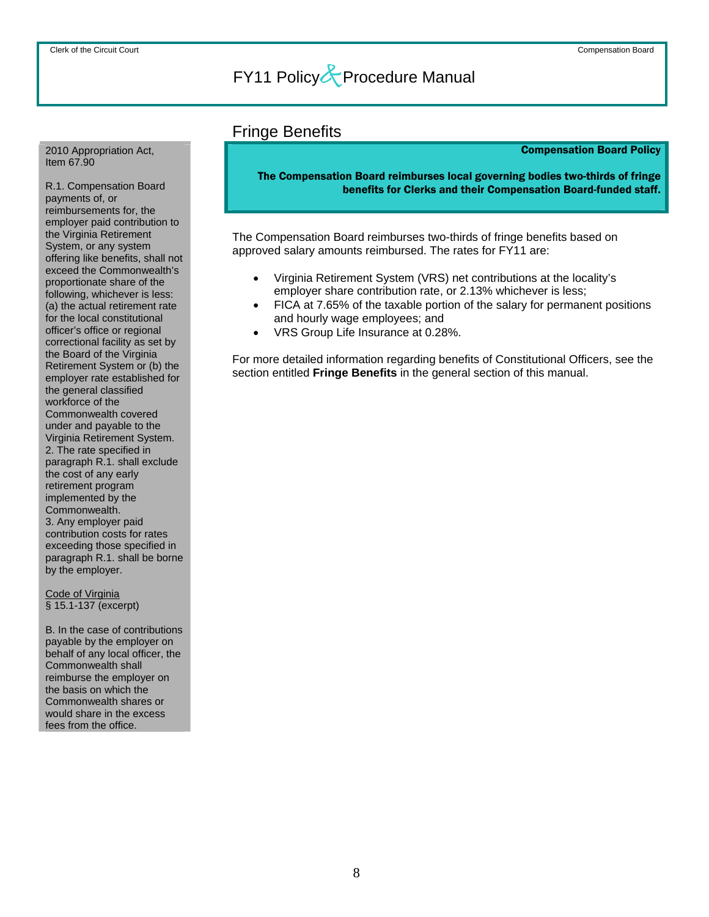# Fringe Benefits

**Compensation Board Policy**

**The Compensation Board reimburses local governing bodies two-thirds of fringe benefits for Clerks and their Compensation Board-funded staff.**

The Compensation Board reimburses two-thirds of fringe benefits based on approved salary amounts reimbursed. The rates for FY11 are:

- Virginia Retirement System (VRS) net contributions at the locality's employer share contribution rate, or 2.13% whichever is less;
- FICA at 7.65% of the taxable portion of the salary for permanent positions and hourly wage employees; and
- VRS Group Life Insurance at 0.28%.

For more detailed information regarding benefits of Constitutional Officers, see the section entitled **Fringe Benefits** in the general section of this manual.

---

2010 Appropriation Act, Item 67.90

R.1. Compensation Board payments of, or reimbursements for, the employer paid contribution to the Virginia Retirement System, or any system offering like benefits, shall not exceed the Commonwealth's proportionate share of the following, whichever is less: (a) the actual retirement rate for the local constitutional officer's office or regional correctional facility as set by the Board of the Virginia Retirement System or (b) the employer rate established for the general classified workforce of the Commonwealth covered under and payable to the Virginia Retirement System.
2. The rate specified in paragraph R.1. shall exclude the cost of any early retirement program implemented by the Commonwealth.
3. Any employer paid contribution costs for rates exceeding those specified in paragraph R.1. shall be borne by the employer.

Code of Virginia
§ 15.1-137 (excerpt)

B. In the case of contributions payable by the employer on behalf of any local officer, the Commonwealth shall reimburse the employer on the basis on which the Commonwealth shares or would share in the excess fees from the office.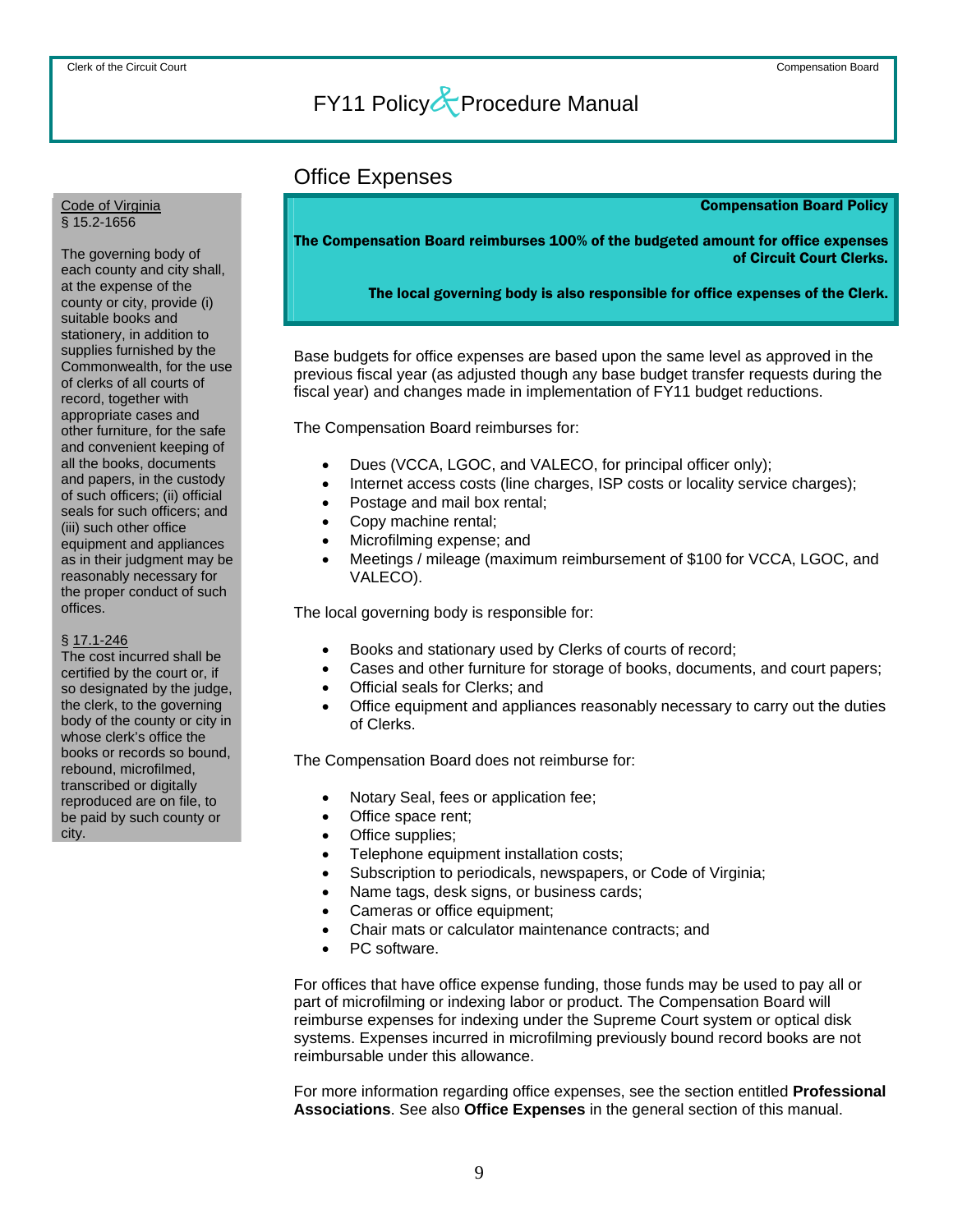# Office Expenses

**Compensation Board Policy**

**The Compensation Board reimburses 100% of the budgeted amount for office expenses of Circuit Court Clerks.**

**The local governing body is also responsible for office expenses of the Clerk.**

Code of Virginia
§ 15.2-1656

The governing body of each county and city shall, at the expense of the county or city, provide (i) suitable books and stationery, in addition to supplies furnished by the Commonwealth, for the use of clerks of all courts of record, together with appropriate cases and other furniture, for the safe and convenient keeping of all the books, documents and papers, in the custody of such officers; (ii) official seals for such officers; and (iii) such other office equipment and appliances as in their judgment may be reasonably necessary for the proper conduct of such offices.

§ 17.1-246
The cost incurred shall be certified by the court or, if so designated by the judge, the clerk, to the governing body of the county or city in whose clerk's office the books or records so bound, rebound, microfilmed, transcribed or digitally reproduced are on file, to be paid by such county or city.

Base budgets for office expenses are based upon the same level as approved in the previous fiscal year (as adjusted though any base budget transfer requests during the fiscal year) and changes made in implementation of FY11 budget reductions.

The Compensation Board reimburses for:

- Dues (VCCA, LGOC, and VALECO, for principal officer only);
- Internet access costs (line charges, ISP costs or locality service charges);
- Postage and mail box rental;
- Copy machine rental;
- Microfilming expense; and
- Meetings / mileage (maximum reimbursement of $100 for VCCA, LGOC, and VALECO).

The local governing body is responsible for:

- Books and stationary used by Clerks of courts of record;
- Cases and other furniture for storage of books, documents, and court papers;
- Official seals for Clerks; and
- Office equipment and appliances reasonably necessary to carry out the duties of Clerks.

The Compensation Board does not reimburse for:

- Notary Seal, fees or application fee;
- Office space rent;
- Office supplies;
- Telephone equipment installation costs;
- Subscription to periodicals, newspapers, or Code of Virginia;
- Name tags, desk signs, or business cards;
- Cameras or office equipment;
- Chair mats or calculator maintenance contracts; and
- PC software.

For offices that have office expense funding, those funds may be used to pay all or part of microfilming or indexing labor or product. The Compensation Board will reimburse expenses for indexing under the Supreme Court system or optical disk systems. Expenses incurred in microfilming previously bound record books are not reimbursable under this allowance.

For more information regarding office expenses, see the section entitled **Professional Associations**. See also **Office Expenses** in the general section of this manual.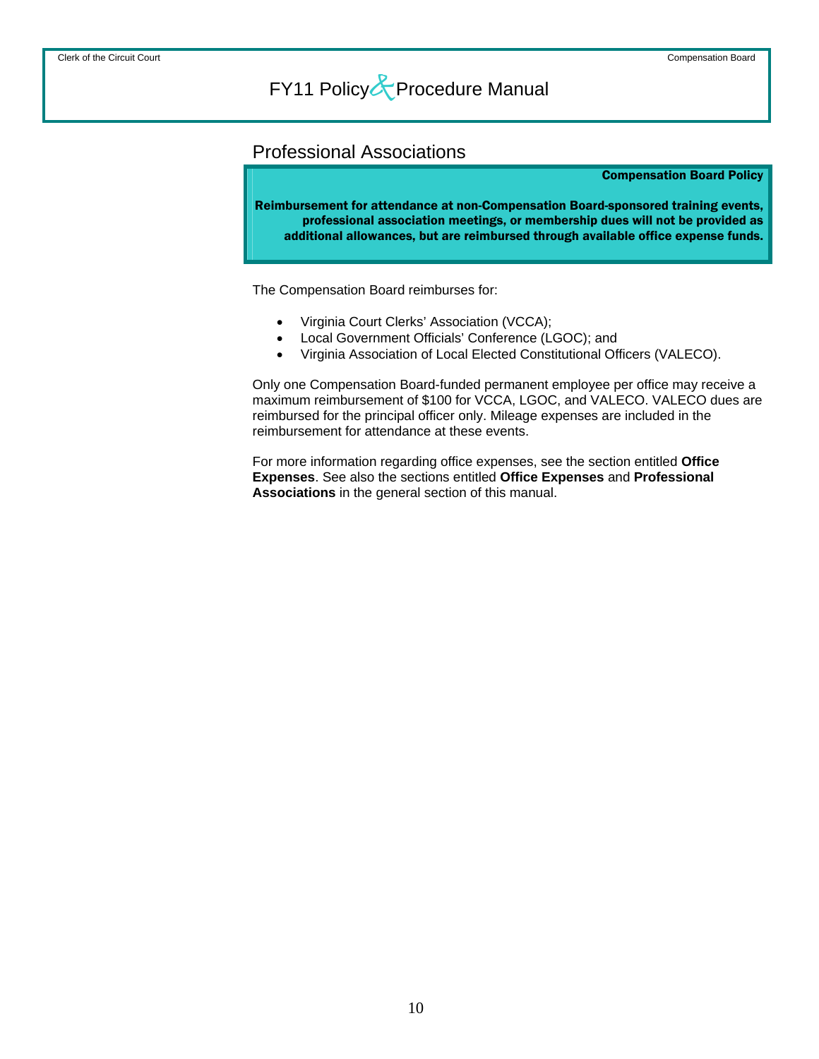## Professional Associations

**Compensation Board Policy**

**Reimbursement for attendance at non-Compensation Board-sponsored training events, professional association meetings, or membership dues will not be provided as additional allowances, but are reimbursed through available office expense funds.**

The Compensation Board reimburses for:

- Virginia Court Clerks' Association (VCCA);
- Local Government Officials' Conference (LGOC); and
- Virginia Association of Local Elected Constitutional Officers (VALECO).

Only one Compensation Board-funded permanent employee per office may receive a maximum reimbursement of $100 for VCCA, LGOC, and VALECO. VALECO dues are reimbursed for the principal officer only. Mileage expenses are included in the reimbursement for attendance at these events.

For more information regarding office expenses, see the section entitled **Office Expenses**. See also the sections entitled **Office Expenses** and **Professional Associations** in the general section of this manual.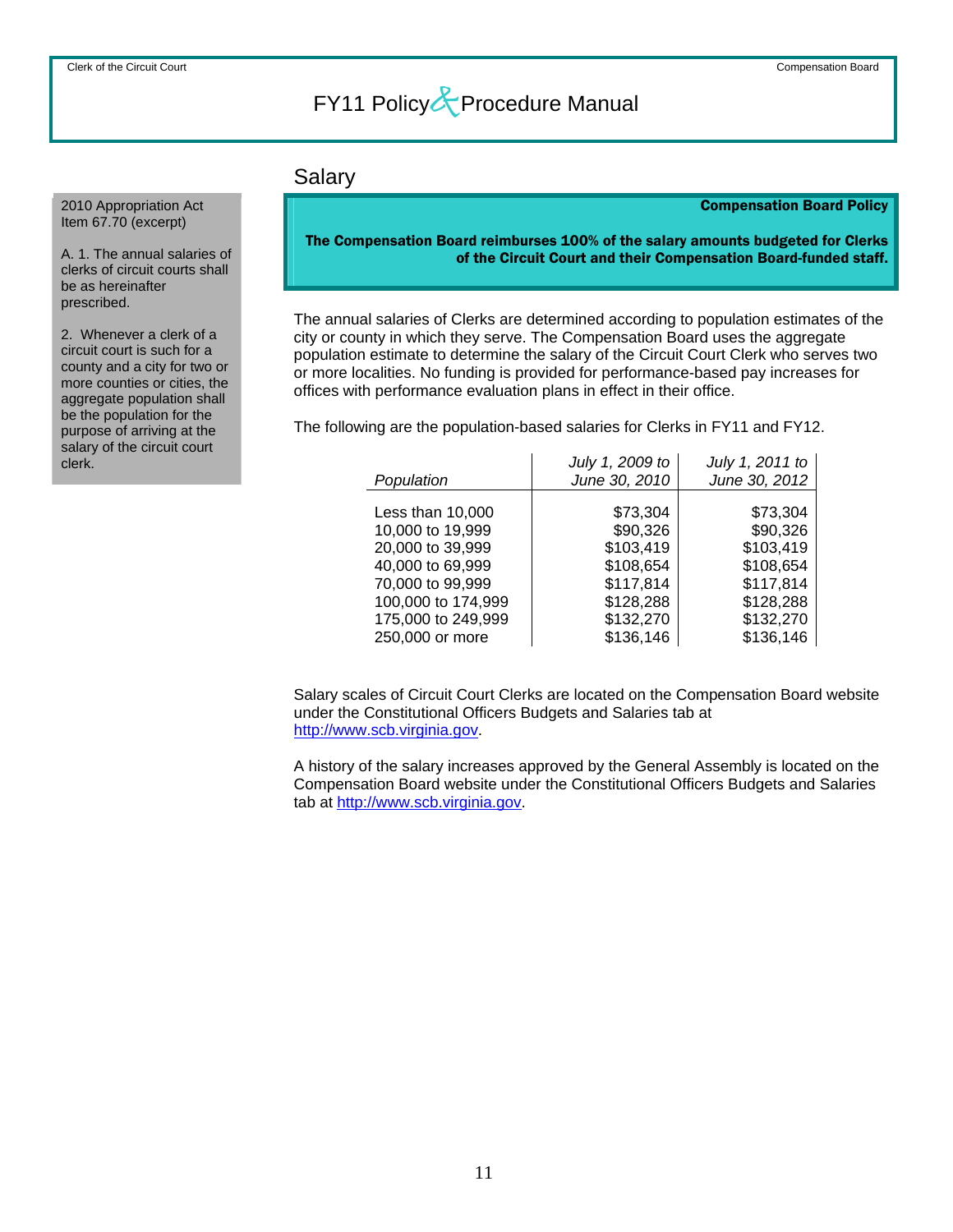## Salary

> 2010 Appropriation Act
> Item 67.70 (excerpt)
>
> A. 1. The annual salaries of clerks of circuit courts shall be as hereinafter prescribed.
>
> 2. Whenever a clerk of a circuit court is such for a county and a city for two or more counties or cities, the aggregate population shall be the population for the purpose of arriving at the salary of the circuit court clerk.

**Compensation Board Policy**

**The Compensation Board reimburses 100% of the salary amounts budgeted for Clerks of the Circuit Court and their Compensation Board-funded staff.**

The annual salaries of Clerks are determined according to population estimates of the city or county in which they serve. The Compensation Board uses the aggregate population estimate to determine the salary of the Circuit Court Clerk who serves two or more localities. No funding is provided for performance-based pay increases for offices with performance evaluation plans in effect in their office.

The following are the population-based salaries for Clerks in FY11 and FY12.

| *Population* | *July 1, 2009 to June 30, 2010* | *July 1, 2011 to June 30, 2012* |
|---|---:|---:|
| Less than 10,000 | $73,304 | $73,304 |
| 10,000 to 19,999 | $90,326 | $90,326 |
| 20,000 to 39,999 | $103,419 | $103,419 |
| 40,000 to 69,999 | $108,654 | $108,654 |
| 70,000 to 99,999 | $117,814 | $117,814 |
| 100,000 to 174,999 | $128,288 | $128,288 |
| 175,000 to 249,999 | $132,270 | $132,270 |
| 250,000 or more | $136,146 | $136,146 |

Salary scales of Circuit Court Clerks are located on the Compensation Board website under the Constitutional Officers Budgets and Salaries tab at http://www.scb.virginia.gov.

A history of the salary increases approved by the General Assembly is located on the Compensation Board website under the Constitutional Officers Budgets and Salaries tab at http://www.scb.virginia.gov.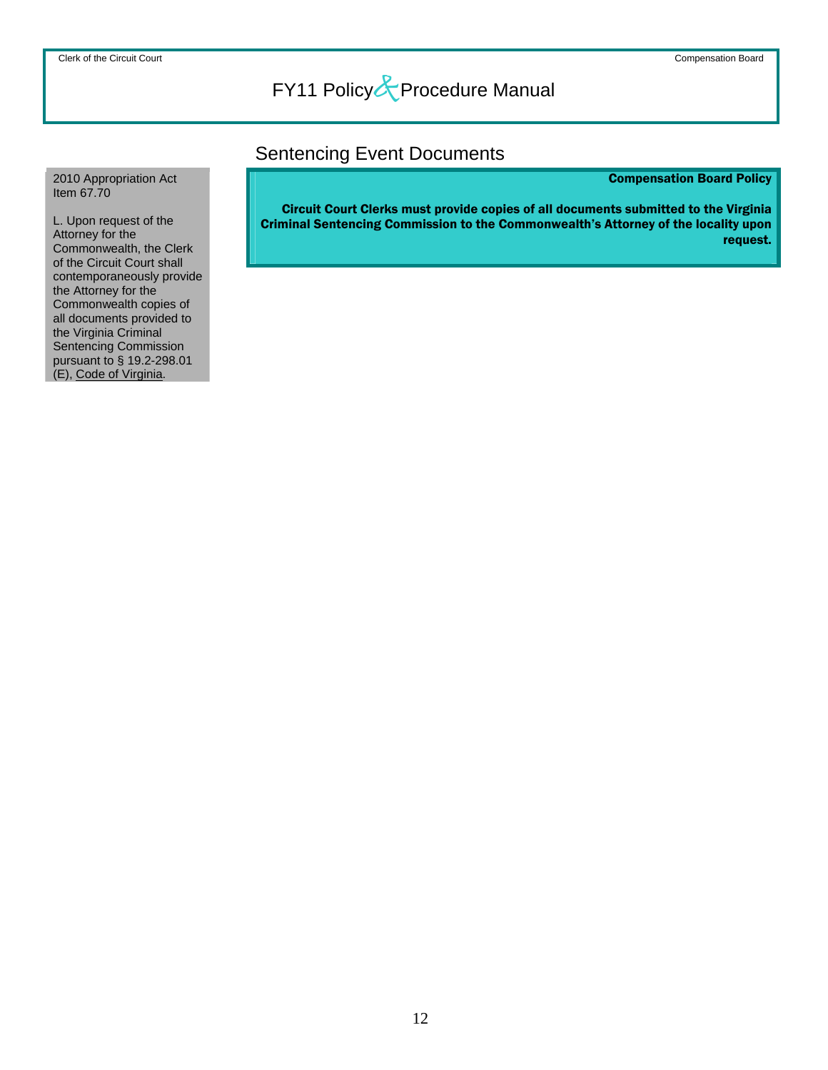## Sentencing Event Documents

2010 Appropriation Act Item 67.70

L. Upon request of the Attorney for the Commonwealth, the Clerk of the Circuit Court shall contemporaneously provide the Attorney for the Commonwealth copies of all documents provided to the Virginia Criminal Sentencing Commission pursuant to § 19.2-298.01 (E), Code of Virginia.

**Compensation Board Policy**

**Circuit Court Clerks must provide copies of all documents submitted to the Virginia Criminal Sentencing Commission to the Commonwealth's Attorney of the locality upon request.**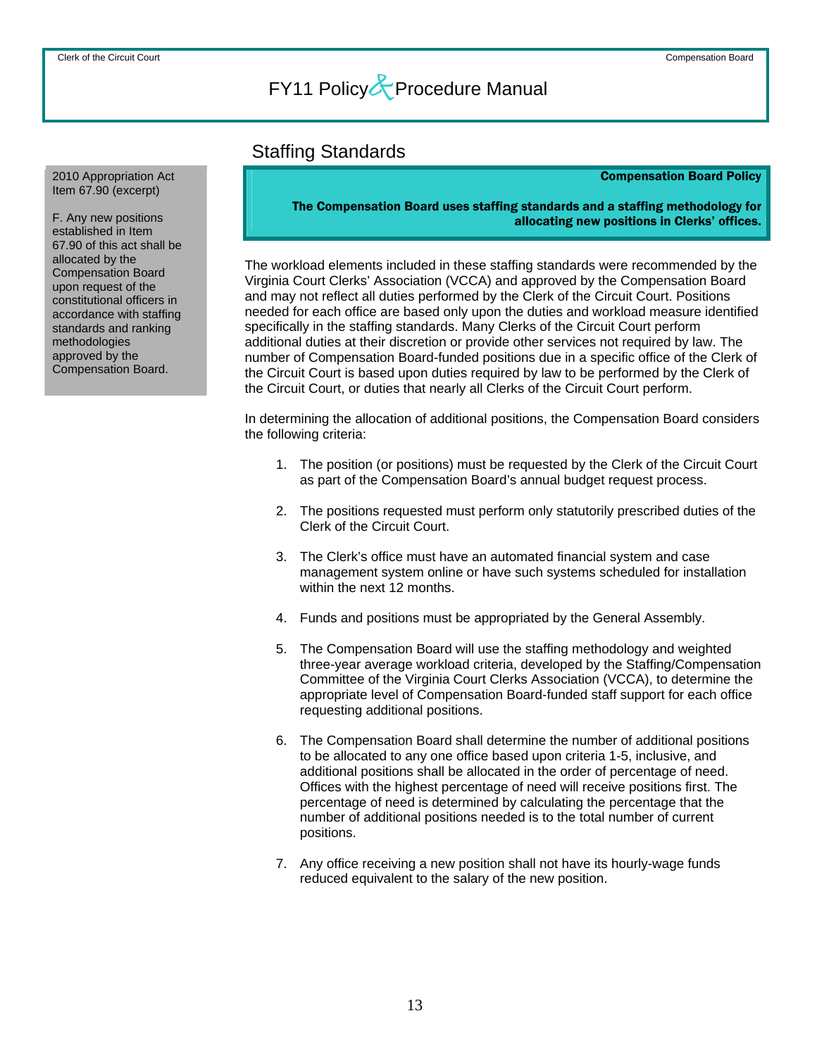## Staffing Standards

2010 Appropriation Act Item 67.90 (excerpt)

F. Any new positions established in Item 67.90 of this act shall be allocated by the Compensation Board upon request of the constitutional officers in accordance with staffing standards and ranking methodologies approved by the Compensation Board.

**Compensation Board Policy**

**The Compensation Board uses staffing standards and a staffing methodology for allocating new positions in Clerks' offices.**

The workload elements included in these staffing standards were recommended by the Virginia Court Clerks' Association (VCCA) and approved by the Compensation Board and may not reflect all duties performed by the Clerk of the Circuit Court. Positions needed for each office are based only upon the duties and workload measure identified specifically in the staffing standards. Many Clerks of the Circuit Court perform additional duties at their discretion or provide other services not required by law. The number of Compensation Board-funded positions due in a specific office of the Clerk of the Circuit Court is based upon duties required by law to be performed by the Clerk of the Circuit Court, or duties that nearly all Clerks of the Circuit Court perform.

In determining the allocation of additional positions, the Compensation Board considers the following criteria:

1. The position (or positions) must be requested by the Clerk of the Circuit Court as part of the Compensation Board's annual budget request process.

2. The positions requested must perform only statutorily prescribed duties of the Clerk of the Circuit Court.

3. The Clerk's office must have an automated financial system and case management system online or have such systems scheduled for installation within the next 12 months.

4. Funds and positions must be appropriated by the General Assembly.

5. The Compensation Board will use the staffing methodology and weighted three-year average workload criteria, developed by the Staffing/Compensation Committee of the Virginia Court Clerks Association (VCCA), to determine the appropriate level of Compensation Board-funded staff support for each office requesting additional positions.

6. The Compensation Board shall determine the number of additional positions to be allocated to any one office based upon criteria 1-5, inclusive, and additional positions shall be allocated in the order of percentage of need. Offices with the highest percentage of need will receive positions first. The percentage of need is determined by calculating the percentage that the number of additional positions needed is to the total number of current positions.

7. Any office receiving a new position shall not have its hourly-wage funds reduced equivalent to the salary of the new position.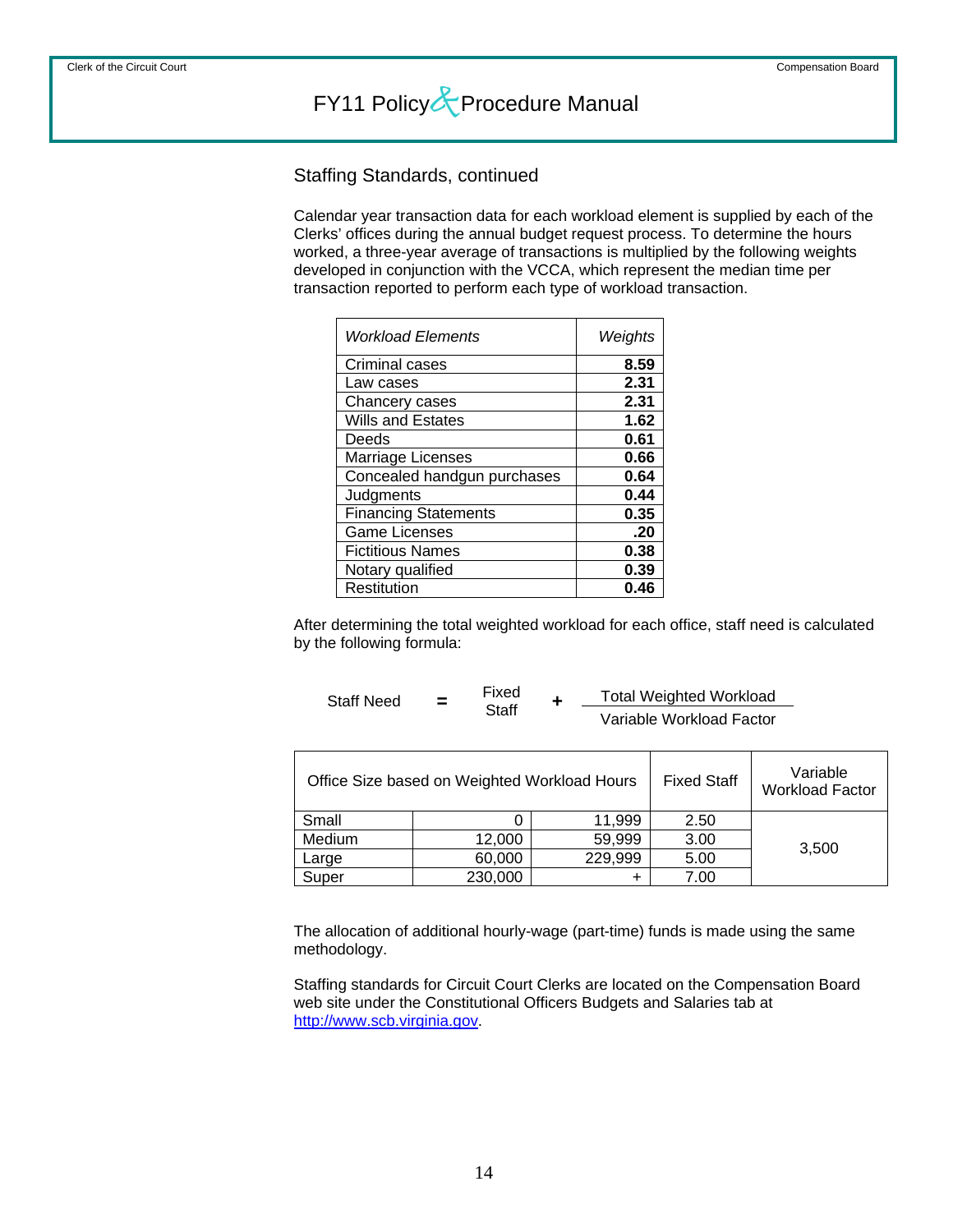## Staffing Standards, continued

Calendar year transaction data for each workload element is supplied by each of the Clerks' offices during the annual budget request process. To determine the hours worked, a three-year average of transactions is multiplied by the following weights developed in conjunction with the VCCA, which represent the median time per transaction reported to perform each type of workload transaction.

| *Workload Elements* | *Weights* |
|---|---|
| Criminal cases | **8.59** |
| Law cases | **2.31** |
| Chancery cases | **2.31** |
| Wills and Estates | **1.62** |
| Deeds | **0.61** |
| Marriage Licenses | **0.66** |
| Concealed handgun purchases | **0.64** |
| Judgments | **0.44** |
| Financing Statements | **0.35** |
| Game Licenses | **.20** |
| Fictitious Names | **0.38** |
| Notary qualified | **0.39** |
| Restitution | **0.46** |

After determining the total weighted workload for each office, staff need is calculated by the following formula:

$$\text{Staff Need} = \text{Fixed Staff} + \frac{\text{Total Weighted Workload}}{\text{Variable Workload Factor}}$$

| Office Size based on Weighted Workload Hours | | | Fixed Staff | Variable Workload Factor |
|---|---|---|---|---|
| Small | 0 | 11,999 | 2.50 | 3,500 |
| Medium | 12,000 | 59,999 | 3.00 | |
| Large | 60,000 | 229,999 | 5.00 | |
| Super | 230,000 | + | 7.00 | |

The allocation of additional hourly-wage (part-time) funds is made using the same methodology.

Staffing standards for Circuit Court Clerks are located on the Compensation Board web site under the Constitutional Officers Budgets and Salaries tab at http://www.scb.virginia.gov.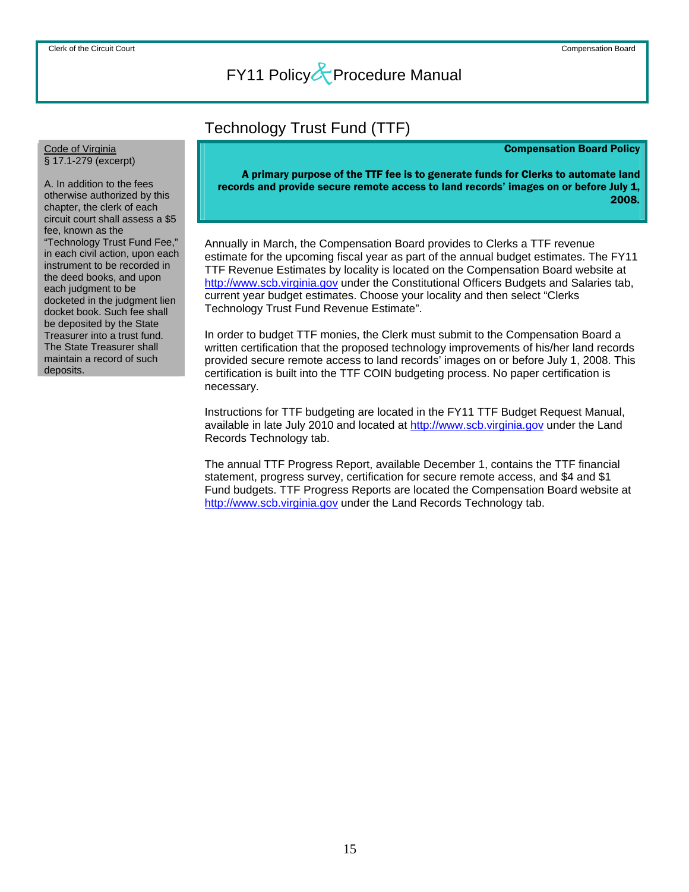# Technology Trust Fund (TTF)

Code of Virginia
§ 17.1-279 (excerpt)

A. In addition to the fees otherwise authorized by this chapter, the clerk of each circuit court shall assess a $5 fee, known as the "Technology Trust Fund Fee," in each civil action, upon each instrument to be recorded in the deed books, and upon each judgment to be docketed in the judgment lien docket book. Such fee shall be deposited by the State Treasurer into a trust fund. The State Treasurer shall maintain a record of such deposits.

**Compensation Board Policy**

**A primary purpose of the TTF fee is to generate funds for Clerks to automate land records and provide secure remote access to land records' images on or before July 1, 2008.**

Annually in March, the Compensation Board provides to Clerks a TTF revenue estimate for the upcoming fiscal year as part of the annual budget estimates. The FY11 TTF Revenue Estimates by locality is located on the Compensation Board website at http://www.scb.virginia.gov under the Constitutional Officers Budgets and Salaries tab, current year budget estimates. Choose your locality and then select "Clerks Technology Trust Fund Revenue Estimate".

In order to budget TTF monies, the Clerk must submit to the Compensation Board a written certification that the proposed technology improvements of his/her land records provided secure remote access to land records' images on or before July 1, 2008. This certification is built into the TTF COIN budgeting process. No paper certification is necessary.

Instructions for TTF budgeting are located in the FY11 TTF Budget Request Manual, available in late July 2010 and located at http://www.scb.virginia.gov under the Land Records Technology tab.

The annual TTF Progress Report, available December 1, contains the TTF financial statement, progress survey, certification for secure remote access, and $4 and $1 Fund budgets. TTF Progress Reports are located the Compensation Board website at http://www.scb.virginia.gov under the Land Records Technology tab.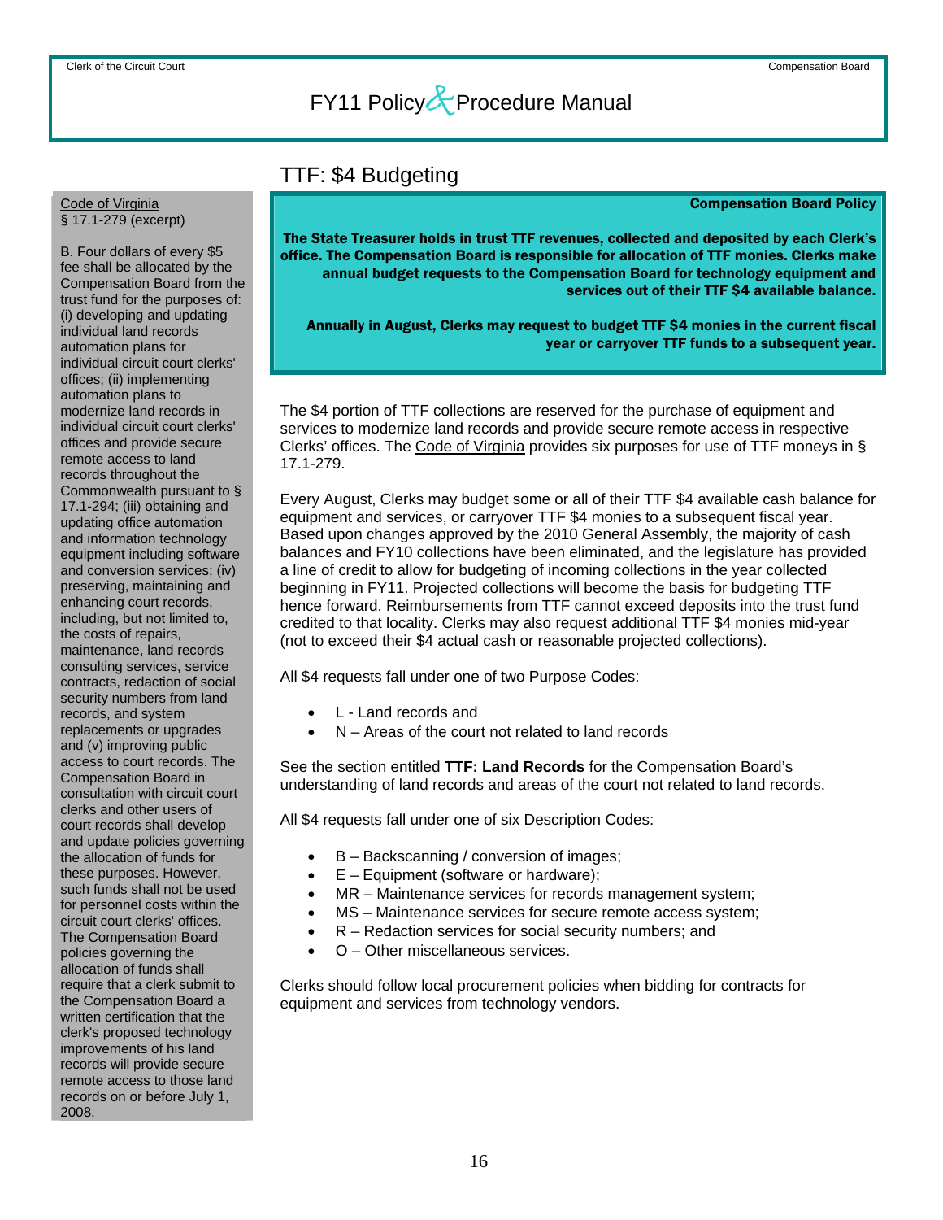# TTF: $4 Budgeting

Code of Virginia
§ 17.1-279 (excerpt)

B. Four dollars of every $5 fee shall be allocated by the Compensation Board from the trust fund for the purposes of: (i) developing and updating individual land records automation plans for individual circuit court clerks' offices; (ii) implementing automation plans to modernize land records in individual circuit court clerks' offices and provide secure remote access to land records throughout the Commonwealth pursuant to § 17.1-294; (iii) obtaining and updating office automation and information technology equipment including software and conversion services; (iv) preserving, maintaining and enhancing court records, including, but not limited to, the costs of repairs, maintenance, land records consulting services, service contracts, redaction of social security numbers from land records, and system replacements or upgrades and (v) improving public access to court records. The Compensation Board in consultation with circuit court clerks and other users of court records shall develop and update policies governing the allocation of funds for these purposes. However, such funds shall not be used for personnel costs within the circuit court clerks' offices. The Compensation Board policies governing the allocation of funds shall require that a clerk submit to the Compensation Board a written certification that the clerk's proposed technology improvements of his land records will provide secure remote access to those land records on or before July 1, 2008.

**Compensation Board Policy**

**The State Treasurer holds in trust TTF revenues, collected and deposited by each Clerk's office. The Compensation Board is responsible for allocation of TTF monies. Clerks make annual budget requests to the Compensation Board for technology equipment and services out of their TTF $4 available balance.**

**Annually in August, Clerks may request to budget TTF $4 monies in the current fiscal year or carryover TTF funds to a subsequent year.**

The $4 portion of TTF collections are reserved for the purchase of equipment and services to modernize land records and provide secure remote access in respective Clerks' offices. The Code of Virginia provides six purposes for use of TTF moneys in § 17.1-279.

Every August, Clerks may budget some or all of their TTF $4 available cash balance for equipment and services, or carryover TTF $4 monies to a subsequent fiscal year. Based upon changes approved by the 2010 General Assembly, the majority of cash balances and FY10 collections have been eliminated, and the legislature has provided a line of credit to allow for budgeting of incoming collections in the year collected beginning in FY11. Projected collections will become the basis for budgeting TTF hence forward. Reimbursements from TTF cannot exceed deposits into the trust fund credited to that locality. Clerks may also request additional TTF $4 monies mid-year (not to exceed their $4 actual cash or reasonable projected collections).

All $4 requests fall under one of two Purpose Codes:

- L - Land records and
- N – Areas of the court not related to land records

See the section entitled **TTF: Land Records** for the Compensation Board's understanding of land records and areas of the court not related to land records.

All $4 requests fall under one of six Description Codes:

- B – Backscanning / conversion of images;
- E – Equipment (software or hardware);
- MR – Maintenance services for records management system;
- MS – Maintenance services for secure remote access system;
- R – Redaction services for social security numbers; and
- O – Other miscellaneous services.

Clerks should follow local procurement policies when bidding for contracts for equipment and services from technology vendors.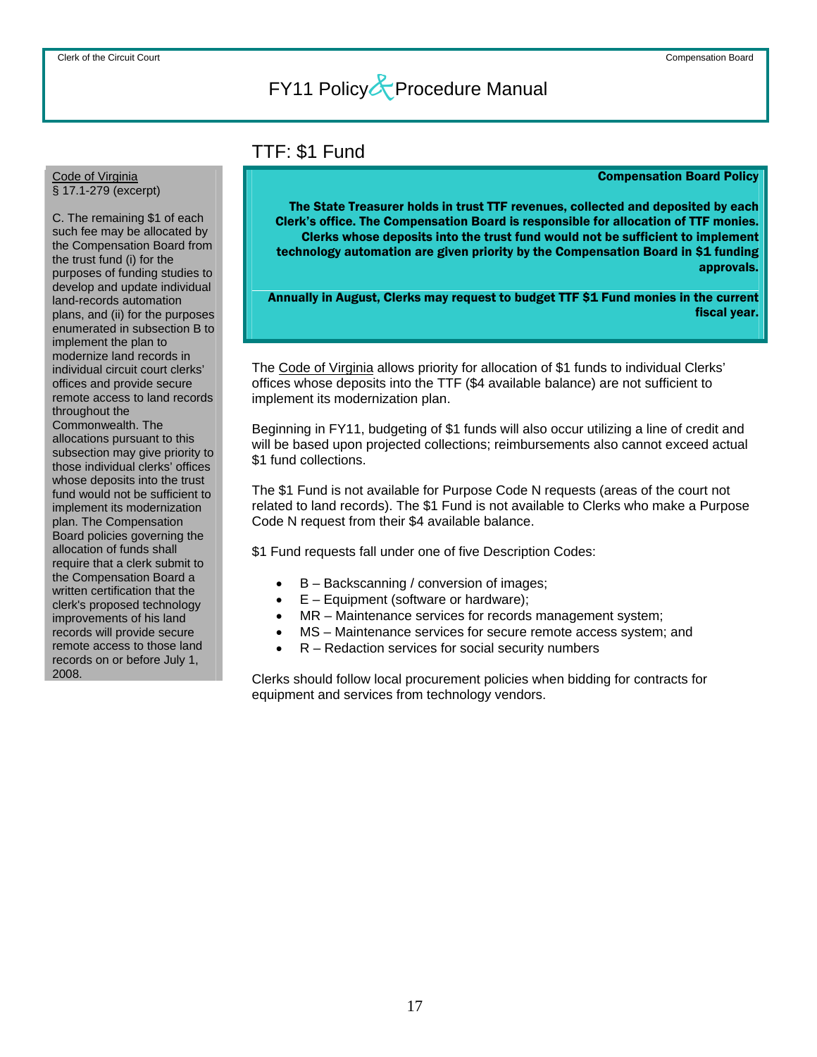## TTF: $1 Fund

<u>Code of Virginia</u>
§ 17.1-279 (excerpt)

C. The remaining $1 of each such fee may be allocated by the Compensation Board from the trust fund (i) for the purposes of funding studies to develop and update individual land-records automation plans, and (ii) for the purposes enumerated in subsection B to implement the plan to modernize land records in individual circuit court clerks' offices and provide secure remote access to land records throughout the Commonwealth. The allocations pursuant to this subsection may give priority to those individual clerks' offices whose deposits into the trust fund would not be sufficient to implement its modernization plan. The Compensation Board policies governing the allocation of funds shall require that a clerk submit to the Compensation Board a written certification that the clerk's proposed technology improvements of his land records will provide secure remote access to those land records on or before July 1, 2008.

**Compensation Board Policy**

**The State Treasurer holds in trust TTF revenues, collected and deposited by each Clerk's office. The Compensation Board is responsible for allocation of TTF monies. Clerks whose deposits into the trust fund would not be sufficient to implement technology automation are given priority by the Compensation Board in $1 funding approvals.**

**Annually in August, Clerks may request to budget TTF $1 Fund monies in the current fiscal year.**

The <u>Code of Virginia</u> allows priority for allocation of $1 funds to individual Clerks' offices whose deposits into the TTF ($4 available balance) are not sufficient to implement its modernization plan.

Beginning in FY11, budgeting of $1 funds will also occur utilizing a line of credit and will be based upon projected collections; reimbursements also cannot exceed actual $1 fund collections.

The $1 Fund is not available for Purpose Code N requests (areas of the court not related to land records). The $1 Fund is not available to Clerks who make a Purpose Code N request from their $4 available balance.

$1 Fund requests fall under one of five Description Codes:

- B – Backscanning / conversion of images;
- E – Equipment (software or hardware);
- MR – Maintenance services for records management system;
- MS – Maintenance services for secure remote access system; and
- R – Redaction services for social security numbers

Clerks should follow local procurement policies when bidding for contracts for equipment and services from technology vendors.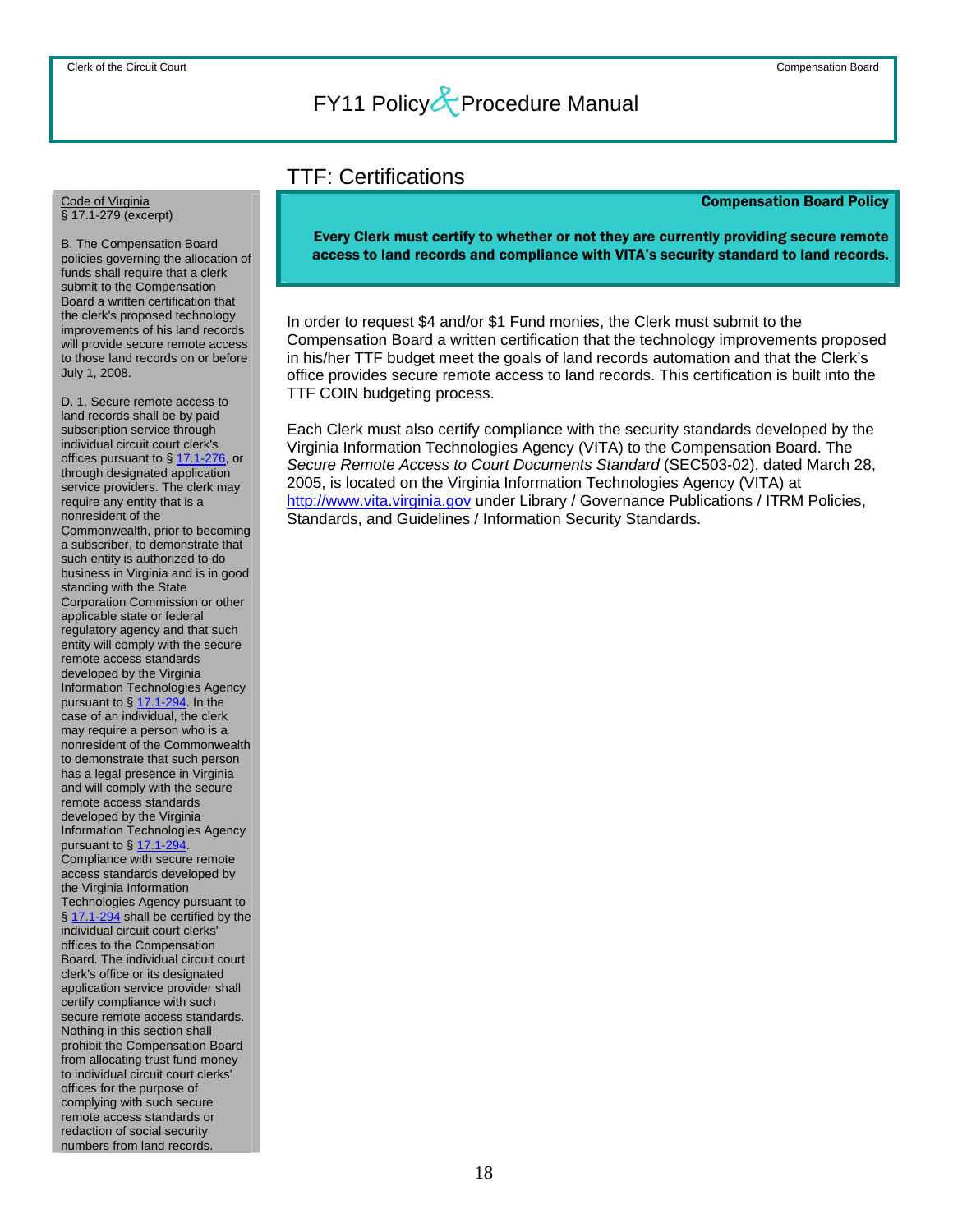# TTF: Certifications

**Compensation Board Policy**

**Every Clerk must certify to whether or not they are currently providing secure remote access to land records and compliance with VITA's security standard to land records.**

In order to request $4 and/or $1 Fund monies, the Clerk must submit to the Compensation Board a written certification that the technology improvements proposed in his/her TTF budget meet the goals of land records automation and that the Clerk's office provides secure remote access to land records. This certification is built into the TTF COIN budgeting process.

Each Clerk must also certify compliance with the security standards developed by the Virginia Information Technologies Agency (VITA) to the Compensation Board. The *Secure Remote Access to Court Documents Standard* (SEC503-02), dated March 28, 2005, is located on the Virginia Information Technologies Agency (VITA) at http://www.vita.virginia.gov under Library / Governance Publications / ITRM Policies, Standards, and Guidelines / Information Security Standards.

Code of Virginia
§ 17.1-279 (excerpt)

B. The Compensation Board policies governing the allocation of funds shall require that a clerk submit to the Compensation Board a written certification that the clerk's proposed technology improvements of his land records will provide secure remote access to those land records on or before July 1, 2008.

D. 1. Secure remote access to land records shall be by paid subscription service through individual circuit court clerk's offices pursuant to § 17.1-276, or through designated application service providers. The clerk may require any entity that is a nonresident of the Commonwealth, prior to becoming a subscriber, to demonstrate that such entity is authorized to do business in Virginia and is in good standing with the State Corporation Commission or other applicable state or federal regulatory agency and that such entity will comply with the secure remote access standards developed by the Virginia Information Technologies Agency pursuant to § 17.1-294. In the case of an individual, the clerk may require a person who is a nonresident of the Commonwealth to demonstrate that such person has a legal presence in Virginia and will comply with the secure remote access standards developed by the Virginia Information Technologies Agency pursuant to § 17.1-294. Compliance with secure remote access standards developed by the Virginia Information Technologies Agency pursuant to § 17.1-294 shall be certified by the individual circuit court clerks' offices to the Compensation Board. The individual circuit court clerk's office or its designated application service provider shall certify compliance with such secure remote access standards. Nothing in this section shall prohibit the Compensation Board from allocating trust fund money to individual circuit court clerks' offices for the purpose of complying with such secure remote access standards or redaction of social security numbers from land records.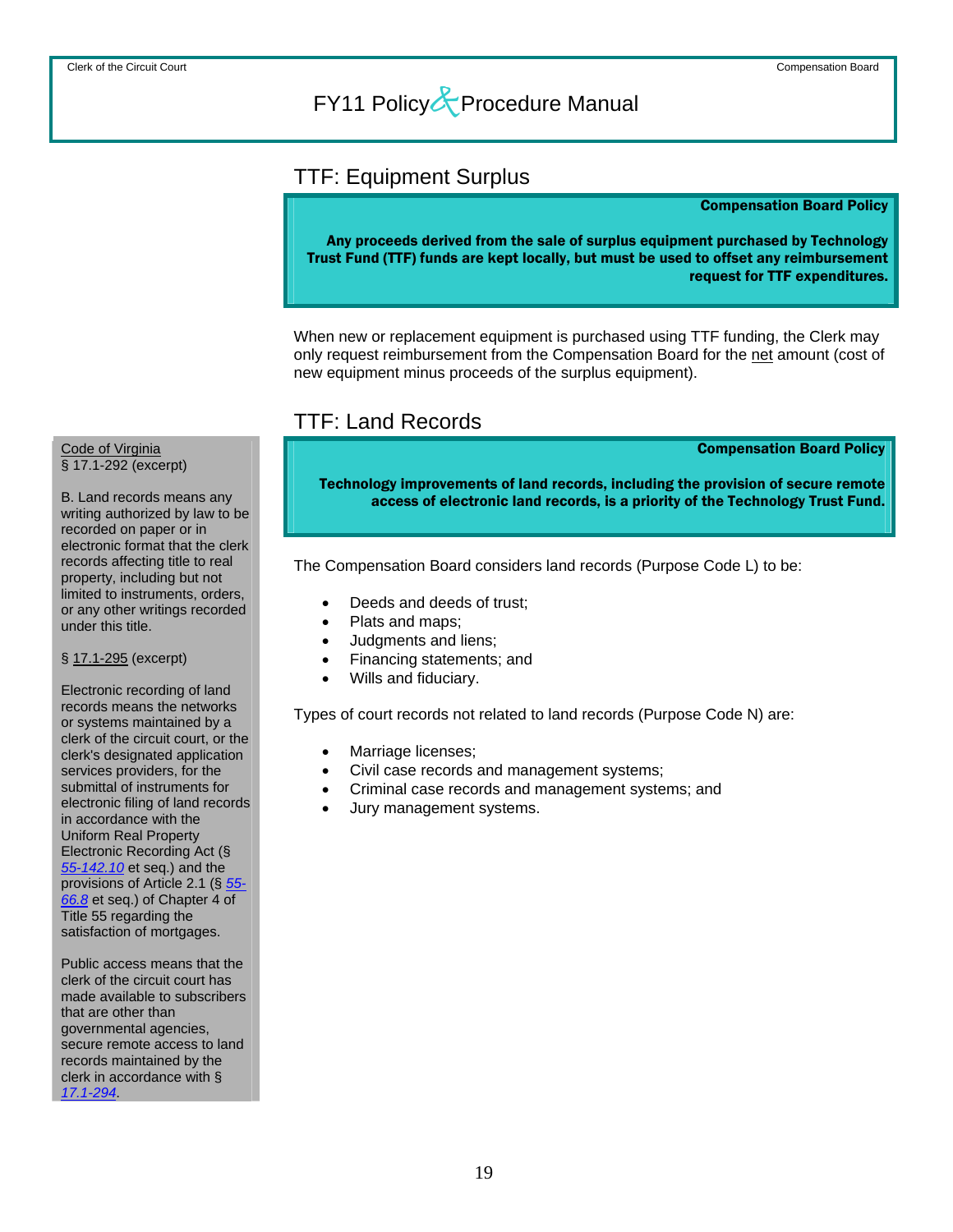## TTF: Equipment Surplus

> **Compensation Board Policy**
>
> **Any proceeds derived from the sale of surplus equipment purchased by Technology Trust Fund (TTF) funds are kept locally, but must be used to offset any reimbursement request for TTF expenditures.**

When new or replacement equipment is purchased using TTF funding, the Clerk may only request reimbursement from the Compensation Board for the net amount (cost of new equipment minus proceeds of the surplus equipment).

## TTF: Land Records

> **Compensation Board Policy**
>
> **Technology improvements of land records, including the provision of secure remote access of electronic land records, is a priority of the Technology Trust Fund.**

The Compensation Board considers land records (Purpose Code L) to be:

- Deeds and deeds of trust;
- Plats and maps;
- Judgments and liens;
- Financing statements; and
- Wills and fiduciary.

Types of court records not related to land records (Purpose Code N) are:

- Marriage licenses;
- Civil case records and management systems;
- Criminal case records and management systems; and
- Jury management systems.

Code of Virginia
§ 17.1-292 (excerpt)

B. Land records means any writing authorized by law to be recorded on paper or in electronic format that the clerk records affecting title to real property, including but not limited to instruments, orders, or any other writings recorded under this title.

§ 17.1-295 (excerpt)

Electronic recording of land records means the networks or systems maintained by a clerk of the circuit court, or the clerk's designated application services providers, for the submittal of instruments for electronic filing of land records in accordance with the Uniform Real Property Electronic Recording Act (§ *55-142.10* et seq.) and the provisions of Article 2.1 (§ *55-66.8* et seq.) of Chapter 4 of Title 55 regarding the satisfaction of mortgages.

Public access means that the clerk of the circuit court has made available to subscribers that are other than governmental agencies, secure remote access to land records maintained by the clerk in accordance with § *17.1-294*.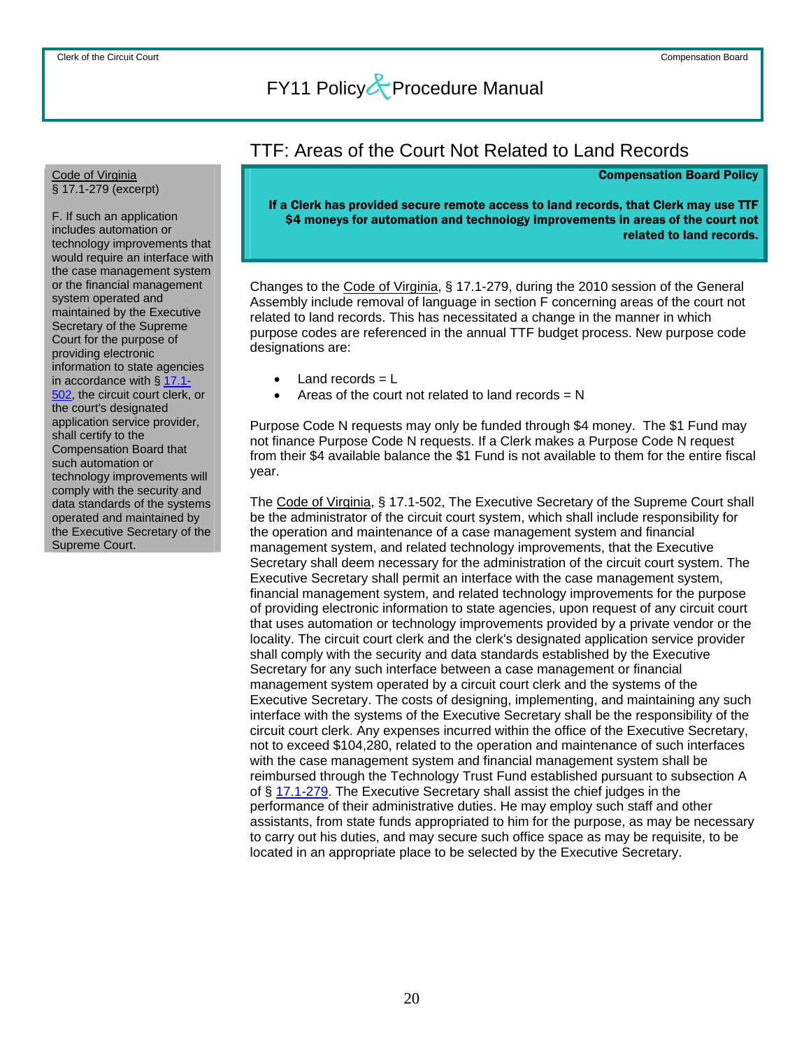## TTF: Areas of the Court Not Related to Land Records

**Compensation Board Policy**

**If a Clerk has provided secure remote access to land records, that Clerk may use TTF $4 moneys for automation and technology improvements in areas of the court not related to land records.**

Changes to the Code of Virginia, § 17.1-279, during the 2010 session of the General Assembly include removal of language in section F concerning areas of the court not related to land records. This has necessitated a change in the manner in which purpose codes are referenced in the annual TTF budget process. New purpose code designations are:

- Land records = L
- Areas of the court not related to land records = N

Purpose Code N requests may only be funded through $4 money. The $1 Fund may not finance Purpose Code N requests. If a Clerk makes a Purpose Code N request from their $4 available balance the $1 Fund is not available to them for the entire fiscal year.

The Code of Virginia, § 17.1-502, The Executive Secretary of the Supreme Court shall be the administrator of the circuit court system, which shall include responsibility for the operation and maintenance of a case management system and financial management system, and related technology improvements, that the Executive Secretary shall deem necessary for the administration of the circuit court system. The Executive Secretary shall permit an interface with the case management system, financial management system, and related technology improvements for the purpose of providing electronic information to state agencies, upon request of any circuit court that uses automation or technology improvements provided by a private vendor or the locality. The circuit court clerk and the clerk's designated application service provider shall comply with the security and data standards established by the Executive Secretary for any such interface between a case management or financial management system operated by a circuit court clerk and the systems of the Executive Secretary. The costs of designing, implementing, and maintaining any such interface with the systems of the Executive Secretary shall be the responsibility of the circuit court clerk. Any expenses incurred within the office of the Executive Secretary, not to exceed $104,280, related to the operation and maintenance of such interfaces with the case management system and financial management system shall be reimbursed through the Technology Trust Fund established pursuant to subsection A of § 17.1-279. The Executive Secretary shall assist the chief judges in the performance of their administrative duties. He may employ such staff and other assistants, from state funds appropriated to him for the purpose, as may be necessary to carry out his duties, and may secure such office space as may be requisite, to be located in an appropriate place to be selected by the Executive Secretary.

Code of Virginia
§ 17.1-279 (excerpt)

F. If such an application includes automation or technology improvements that would require an interface with the case management system or the financial management system operated and maintained by the Executive Secretary of the Supreme Court for the purpose of providing electronic information to state agencies in accordance with § 17.1-502, the circuit court clerk, or the court's designated application service provider, shall certify to the Compensation Board that such automation or technology improvements will comply with the security and data standards of the systems operated and maintained by the Executive Secretary of the Supreme Court.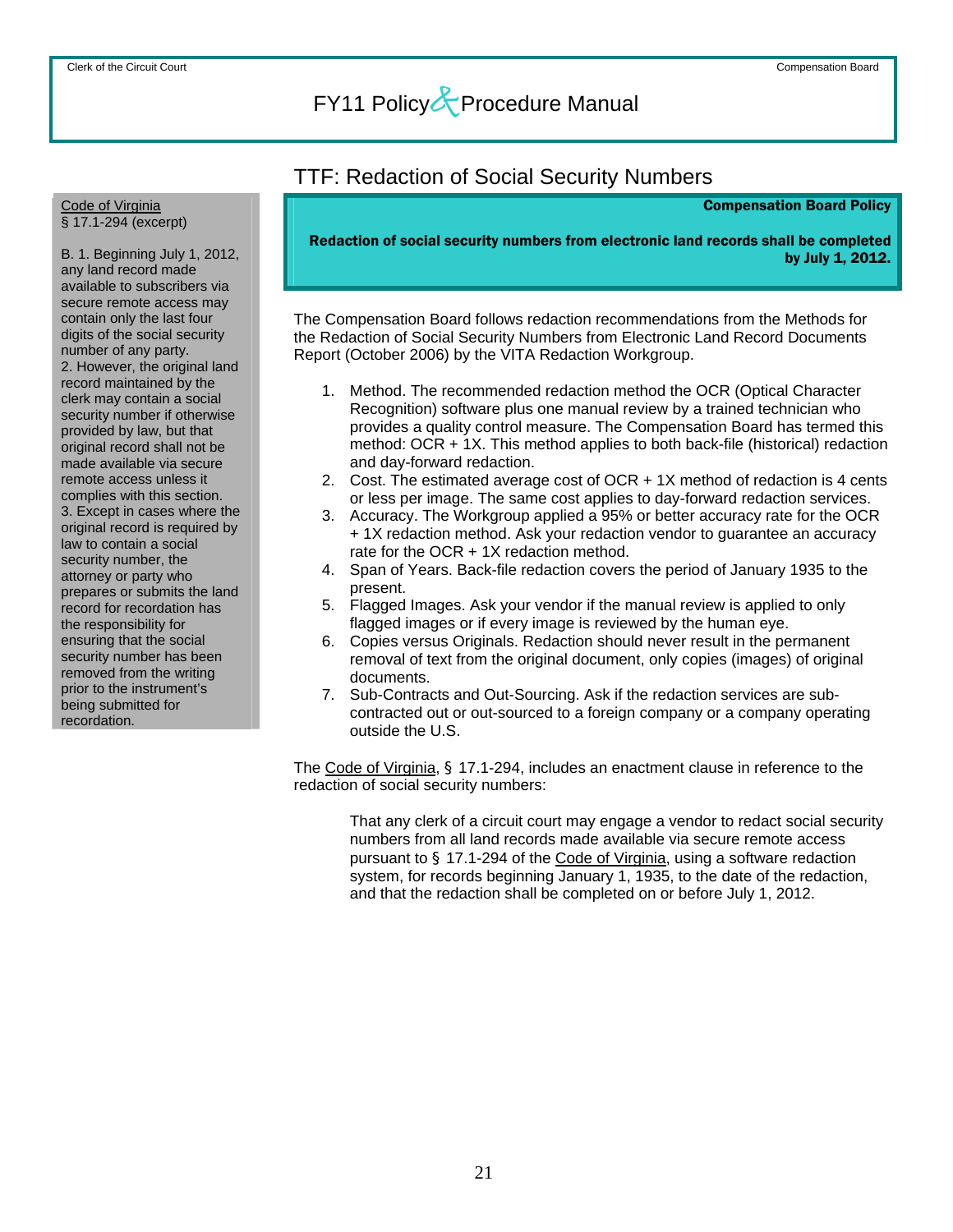# TTF: Redaction of Social Security Numbers

**Compensation Board Policy**

**Redaction of social security numbers from electronic land records shall be completed by July 1, 2012.**

Code of Virginia
§ 17.1-294 (excerpt)

B. 1. Beginning July 1, 2012, any land record made available to subscribers via secure remote access may contain only the last four digits of the social security number of any party.
2. However, the original land record maintained by the clerk may contain a social security number if otherwise provided by law, but that original record shall not be made available via secure remote access unless it complies with this section.
3. Except in cases where the original record is required by law to contain a social security number, the attorney or party who prepares or submits the land record for recordation has the responsibility for ensuring that the social security number has been removed from the writing prior to the instrument's being submitted for recordation.

The Compensation Board follows redaction recommendations from the Methods for the Redaction of Social Security Numbers from Electronic Land Record Documents Report (October 2006) by the VITA Redaction Workgroup.

1. Method. The recommended redaction method the OCR (Optical Character Recognition) software plus one manual review by a trained technician who provides a quality control measure. The Compensation Board has termed this method: OCR + 1X. This method applies to both back-file (historical) redaction and day-forward redaction.
2. Cost. The estimated average cost of OCR + 1X method of redaction is 4 cents or less per image. The same cost applies to day-forward redaction services.
3. Accuracy. The Workgroup applied a 95% or better accuracy rate for the OCR + 1X redaction method. Ask your redaction vendor to guarantee an accuracy rate for the OCR + 1X redaction method.
4. Span of Years. Back-file redaction covers the period of January 1935 to the present.
5. Flagged Images. Ask your vendor if the manual review is applied to only flagged images or if every image is reviewed by the human eye.
6. Copies versus Originals. Redaction should never result in the permanent removal of text from the original document, only copies (images) of original documents.
7. Sub-Contracts and Out-Sourcing. Ask if the redaction services are sub-contracted out or out-sourced to a foreign company or a company operating outside the U.S.

The Code of Virginia, § 17.1-294, includes an enactment clause in reference to the redaction of social security numbers:

> That any clerk of a circuit court may engage a vendor to redact social security numbers from all land records made available via secure remote access pursuant to § 17.1-294 of the Code of Virginia, using a software redaction system, for records beginning January 1, 1935, to the date of the redaction, and that the redaction shall be completed on or before July 1, 2012.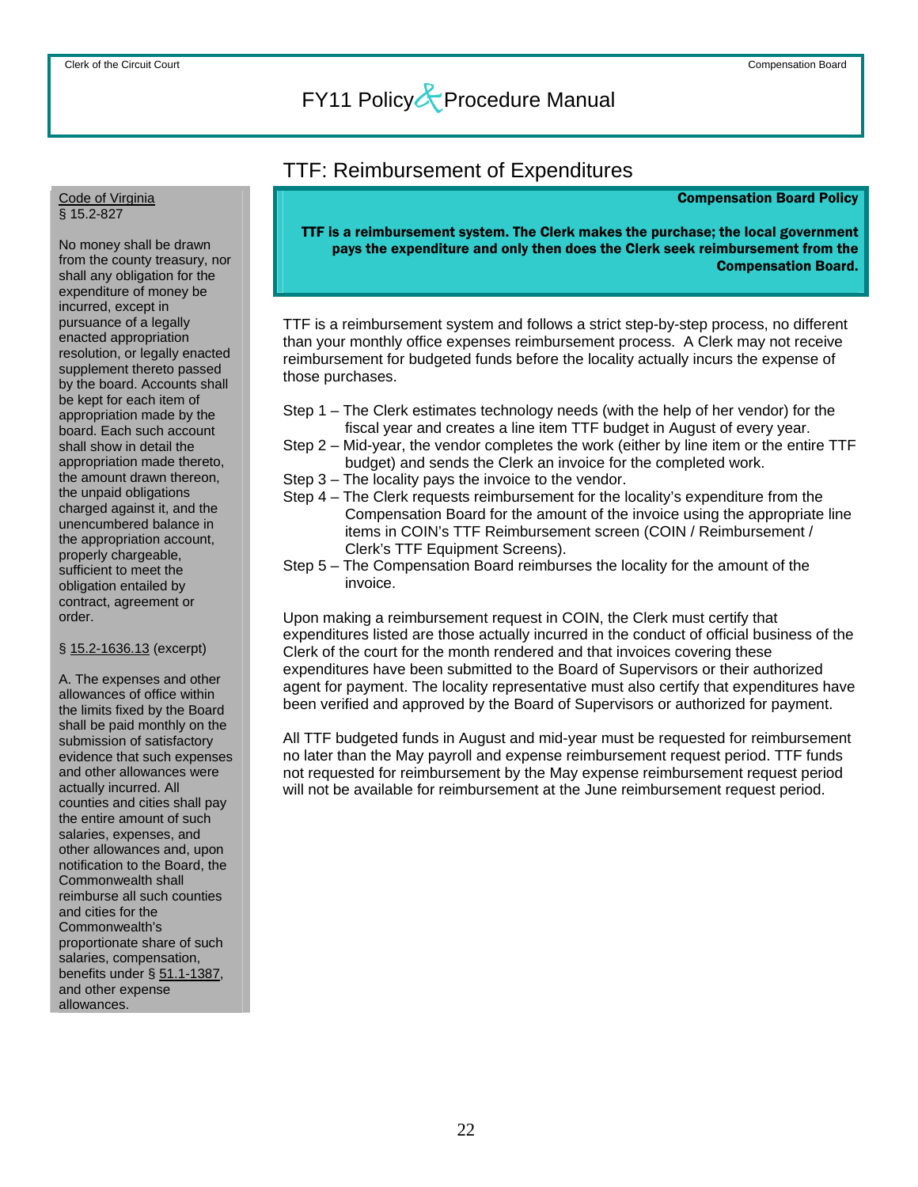# TTF: Reimbursement of Expenditures

**Compensation Board Policy**

**TTF is a reimbursement system. The Clerk makes the purchase; the local government pays the expenditure and only then does the Clerk seek reimbursement from the Compensation Board.**

TTF is a reimbursement system and follows a strict step-by-step process, no different than your monthly office expenses reimbursement process. A Clerk may not receive reimbursement for budgeted funds before the locality actually incurs the expense of those purchases.

Step 1 – The Clerk estimates technology needs (with the help of her vendor) for the fiscal year and creates a line item TTF budget in August of every year.

Step 2 – Mid-year, the vendor completes the work (either by line item or the entire TTF budget) and sends the Clerk an invoice for the completed work.

Step 3 – The locality pays the invoice to the vendor.

Step 4 – The Clerk requests reimbursement for the locality's expenditure from the Compensation Board for the amount of the invoice using the appropriate line items in COIN's TTF Reimbursement screen (COIN / Reimbursement / Clerk's TTF Equipment Screens).

Step 5 – The Compensation Board reimburses the locality for the amount of the invoice.

Upon making a reimbursement request in COIN, the Clerk must certify that expenditures listed are those actually incurred in the conduct of official business of the Clerk of the court for the month rendered and that invoices covering these expenditures have been submitted to the Board of Supervisors or their authorized agent for payment. The locality representative must also certify that expenditures have been verified and approved by the Board of Supervisors or authorized for payment.

All TTF budgeted funds in August and mid-year must be requested for reimbursement no later than the May payroll and expense reimbursement request period. TTF funds not requested for reimbursement by the May expense reimbursement request period will not be available for reimbursement at the June reimbursement request period.

Code of Virginia
§ 15.2-827

No money shall be drawn from the county treasury, nor shall any obligation for the expenditure of money be incurred, except in pursuance of a legally enacted appropriation resolution, or legally enacted supplement thereto passed by the board. Accounts shall be kept for each item of appropriation made by the board. Each such account shall show in detail the appropriation made thereto, the amount drawn thereon, the unpaid obligations charged against it, and the unencumbered balance in the appropriation account, properly chargeable, sufficient to meet the obligation entailed by contract, agreement or order.

§ 15.2-1636.13 (excerpt)

A. The expenses and other allowances of office within the limits fixed by the Board shall be paid monthly on the submission of satisfactory evidence that such expenses and other allowances were actually incurred. All counties and cities shall pay the entire amount of such salaries, expenses, and other allowances and, upon notification to the Board, the Commonwealth shall reimburse all such counties and cities for the Commonwealth's proportionate share of such salaries, compensation, benefits under § 51.1-1387, and other expense allowances.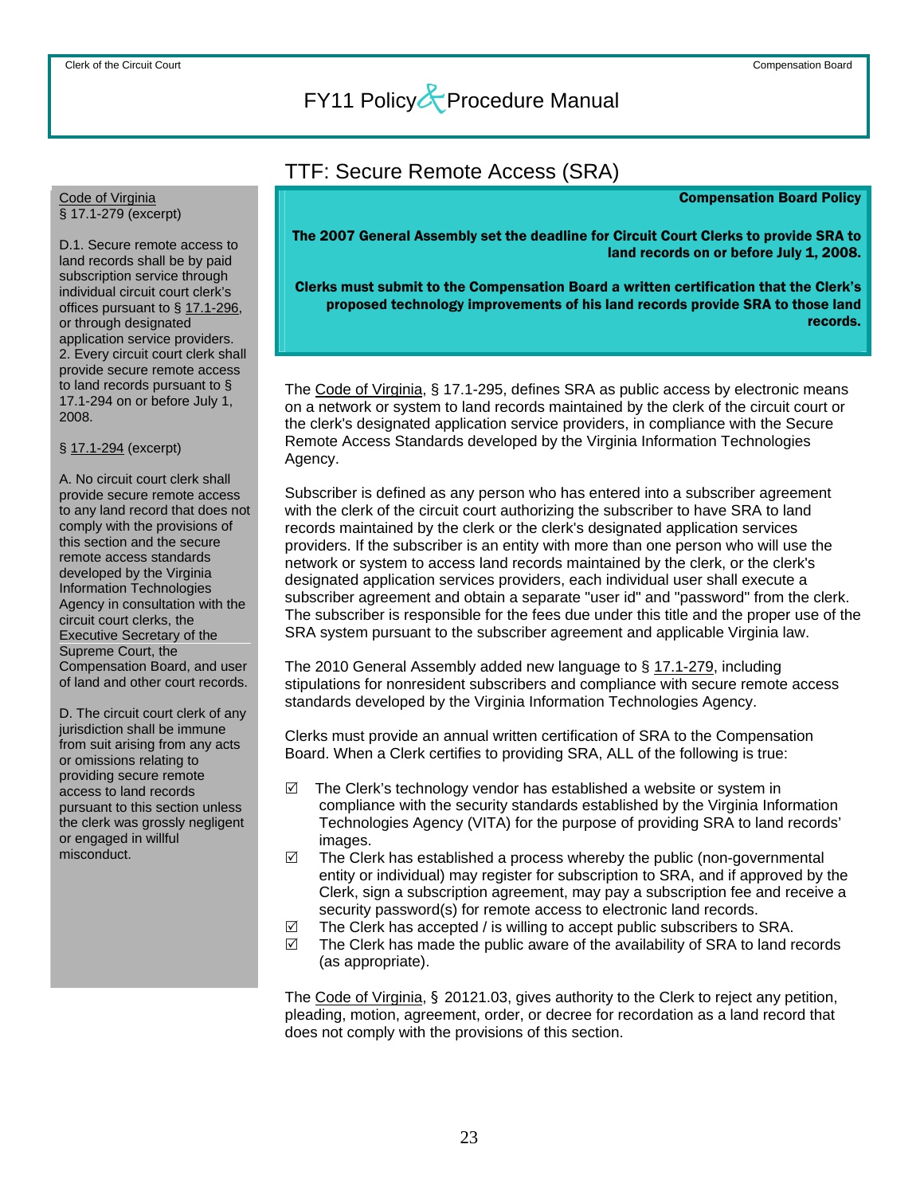# TTF: Secure Remote Access (SRA)

**Compensation Board Policy**

**The 2007 General Assembly set the deadline for Circuit Court Clerks to provide SRA to land records on or before July 1, 2008.**

**Clerks must submit to the Compensation Board a written certification that the Clerk's proposed technology improvements of his land records provide SRA to those land records.**

The Code of Virginia, § 17.1-295, defines SRA as public access by electronic means on a network or system to land records maintained by the clerk of the circuit court or the clerk's designated application service providers, in compliance with the Secure Remote Access Standards developed by the Virginia Information Technologies Agency.

Subscriber is defined as any person who has entered into a subscriber agreement with the clerk of the circuit court authorizing the subscriber to have SRA to land records maintained by the clerk or the clerk's designated application services providers. If the subscriber is an entity with more than one person who will use the network or system to access land records maintained by the clerk, or the clerk's designated application services providers, each individual user shall execute a subscriber agreement and obtain a separate "user id" and "password" from the clerk. The subscriber is responsible for the fees due under this title and the proper use of the SRA system pursuant to the subscriber agreement and applicable Virginia law.

The 2010 General Assembly added new language to § 17.1-279, including stipulations for nonresident subscribers and compliance with secure remote access standards developed by the Virginia Information Technologies Agency.

Clerks must provide an annual written certification of SRA to the Compensation Board. When a Clerk certifies to providing SRA, ALL of the following is true:

- ☑ The Clerk's technology vendor has established a website or system in compliance with the security standards established by the Virginia Information Technologies Agency (VITA) for the purpose of providing SRA to land records' images.
- ☑ The Clerk has established a process whereby the public (non-governmental entity or individual) may register for subscription to SRA, and if approved by the Clerk, sign a subscription agreement, may pay a subscription fee and receive a security password(s) for remote access to electronic land records.
- ☑ The Clerk has accepted / is willing to accept public subscribers to SRA.
- ☑ The Clerk has made the public aware of the availability of SRA to land records (as appropriate).

The Code of Virginia, § 20121.03, gives authority to the Clerk to reject any petition, pleading, motion, agreement, order, or decree for recordation as a land record that does not comply with the provisions of this section.

---

Code of Virginia
§ 17.1-279 (excerpt)

D.1. Secure remote access to land records shall be by paid subscription service through individual circuit court clerk's offices pursuant to § 17.1-296, or through designated application service providers.
2. Every circuit court clerk shall provide secure remote access to land records pursuant to § 17.1-294 on or before July 1, 2008.

§ 17.1-294 (excerpt)

A. No circuit court clerk shall provide secure remote access to any land record that does not comply with the provisions of this section and the secure remote access standards developed by the Virginia Information Technologies Agency in consultation with the circuit court clerks, the Executive Secretary of the Supreme Court, the Compensation Board, and user of land and other court records.

D. The circuit court clerk of any jurisdiction shall be immune from suit arising from any acts or omissions relating to providing secure remote access to land records pursuant to this section unless the clerk was grossly negligent or engaged in willful misconduct.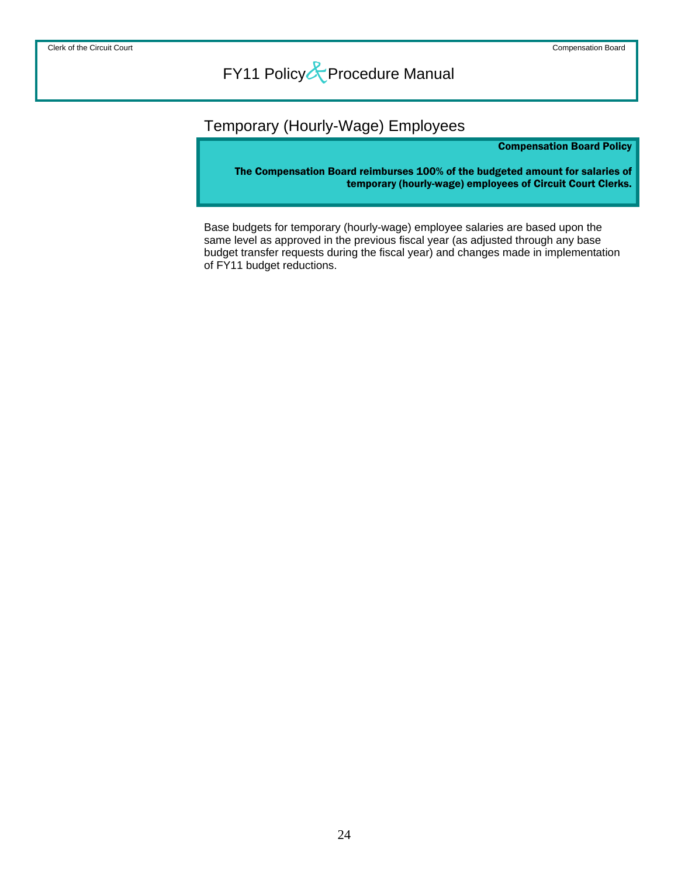## Temporary (Hourly-Wage) Employees

**Compensation Board Policy**

**The Compensation Board reimburses 100% of the budgeted amount for salaries of temporary (hourly-wage) employees of Circuit Court Clerks.**

Base budgets for temporary (hourly-wage) employee salaries are based upon the same level as approved in the previous fiscal year (as adjusted through any base budget transfer requests during the fiscal year) and changes made in implementation of FY11 budget reductions.